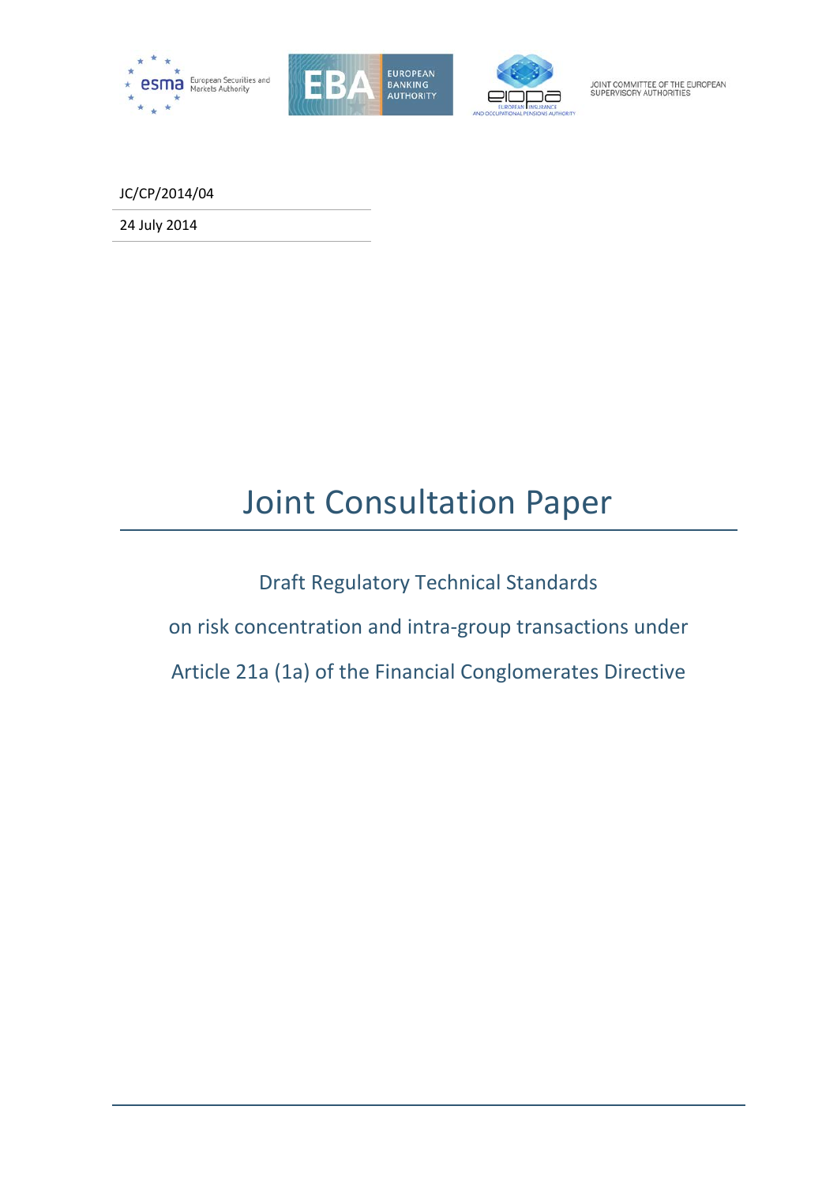esma European Securities and Markets Authority

EBA EUROPEAN BANKING AUTHORITY

eiopa EUROPEAN INSURANCE AND OCCUPATIONAL PENSIONS AUTHORITY

JOINT COMMITTEE OF THE EUROPEAN SUPERVISORY AUTHORITIES

JC/CP/2014/04

24 July 2014

# Joint Consultation Paper

Draft Regulatory Technical Standards

on risk concentration and intra-group transactions under

Article 21a (1a) of the Financial Conglomerates Directive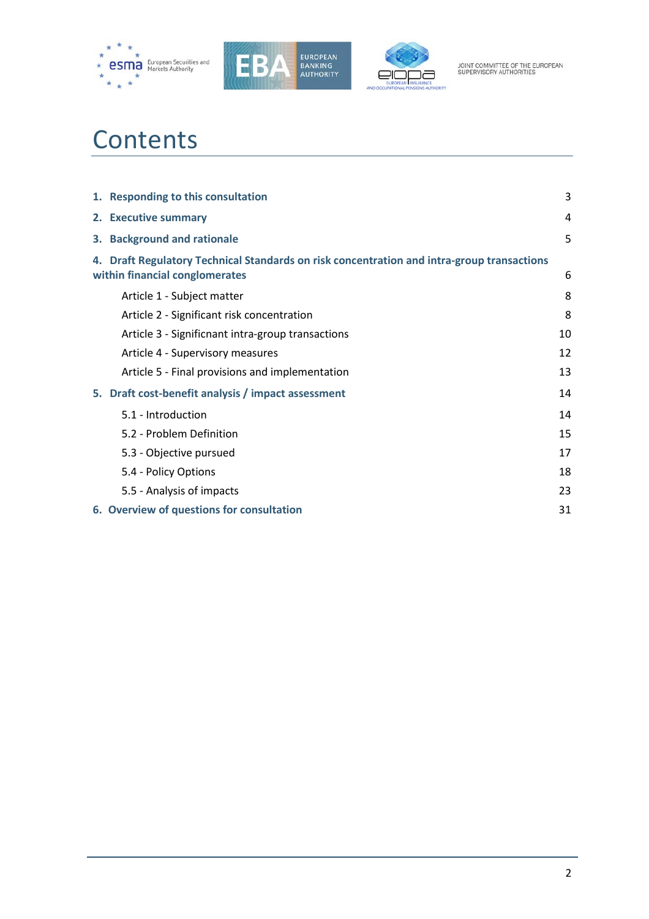# Contents

| | |
|---|---|
| **1. Responding to this consultation** | 3 |
| **2. Executive summary** | 4 |
| **3. Background and rationale** | 5 |
| **4. Draft Regulatory Technical Standards on risk concentration and intra-group transactions within financial conglomerates** | 6 |
| Article 1 - Subject matter | 8 |
| Article 2 - Significant risk concentration | 8 |
| Article 3 - Significnant intra-group transactions | 10 |
| Article 4 - Supervisory measures | 12 |
| Article 5 - Final provisions and implementation | 13 |
| **5. Draft cost-benefit analysis / impact assessment** | 14 |
| 5.1 - Introduction | 14 |
| 5.2 - Problem Definition | 15 |
| 5.3 - Objective pursued | 17 |
| 5.4 - Policy Options | 18 |
| 5.5 - Analysis of impacts | 23 |
| **6. Overview of questions for consultation** | 31 |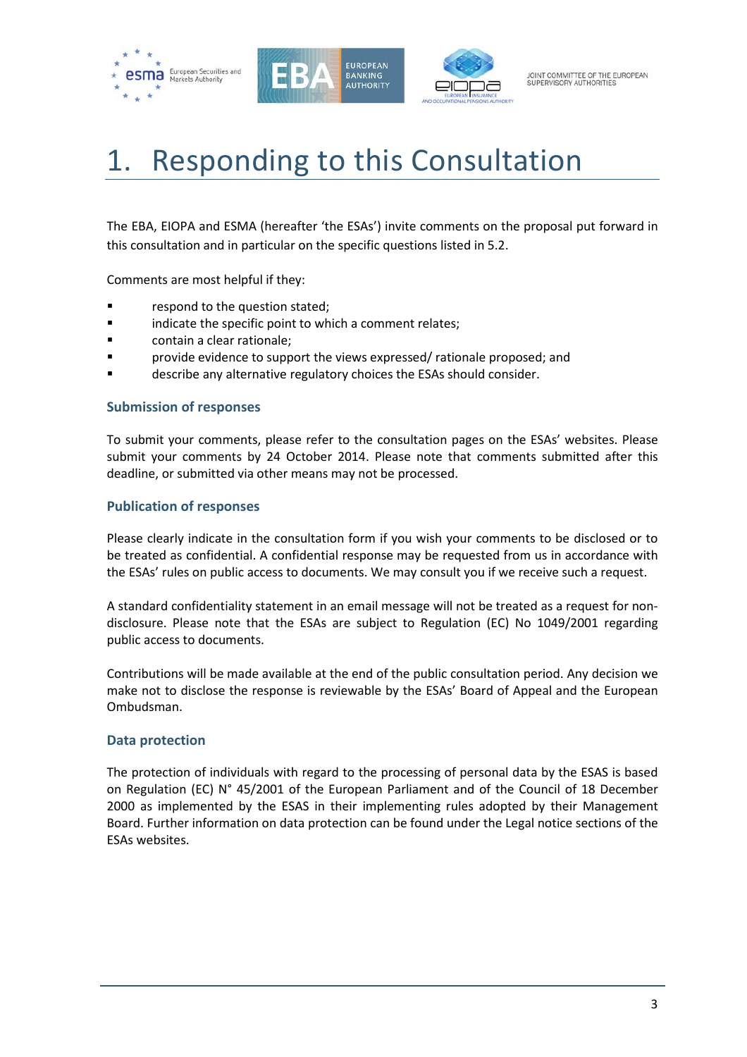# 1. Responding to this Consultation

The EBA, EIOPA and ESMA (hereafter 'the ESAs') invite comments on the proposal put forward in this consultation and in particular on the specific questions listed in 5.2.

Comments are most helpful if they:

- respond to the question stated;
- indicate the specific point to which a comment relates;
- contain a clear rationale;
- provide evidence to support the views expressed/ rationale proposed; and
- describe any alternative regulatory choices the ESAs should consider.

### Submission of responses

To submit your comments, please refer to the consultation pages on the ESAs' websites. Please submit your comments by 24 October 2014. Please note that comments submitted after this deadline, or submitted via other means may not be processed.

### Publication of responses

Please clearly indicate in the consultation form if you wish your comments to be disclosed or to be treated as confidential. A confidential response may be requested from us in accordance with the ESAs' rules on public access to documents. We may consult you if we receive such a request.

A standard confidentiality statement in an email message will not be treated as a request for non-disclosure. Please note that the ESAs are subject to Regulation (EC) No 1049/2001 regarding public access to documents.

Contributions will be made available at the end of the public consultation period. Any decision we make not to disclose the response is reviewable by the ESAs' Board of Appeal and the European Ombudsman.

### Data protection

The protection of individuals with regard to the processing of personal data by the ESAS is based on Regulation (EC) N° 45/2001 of the European Parliament and of the Council of 18 December 2000 as implemented by the ESAS in their implementing rules adopted by their Management Board. Further information on data protection can be found under the Legal notice sections of the ESAs websites.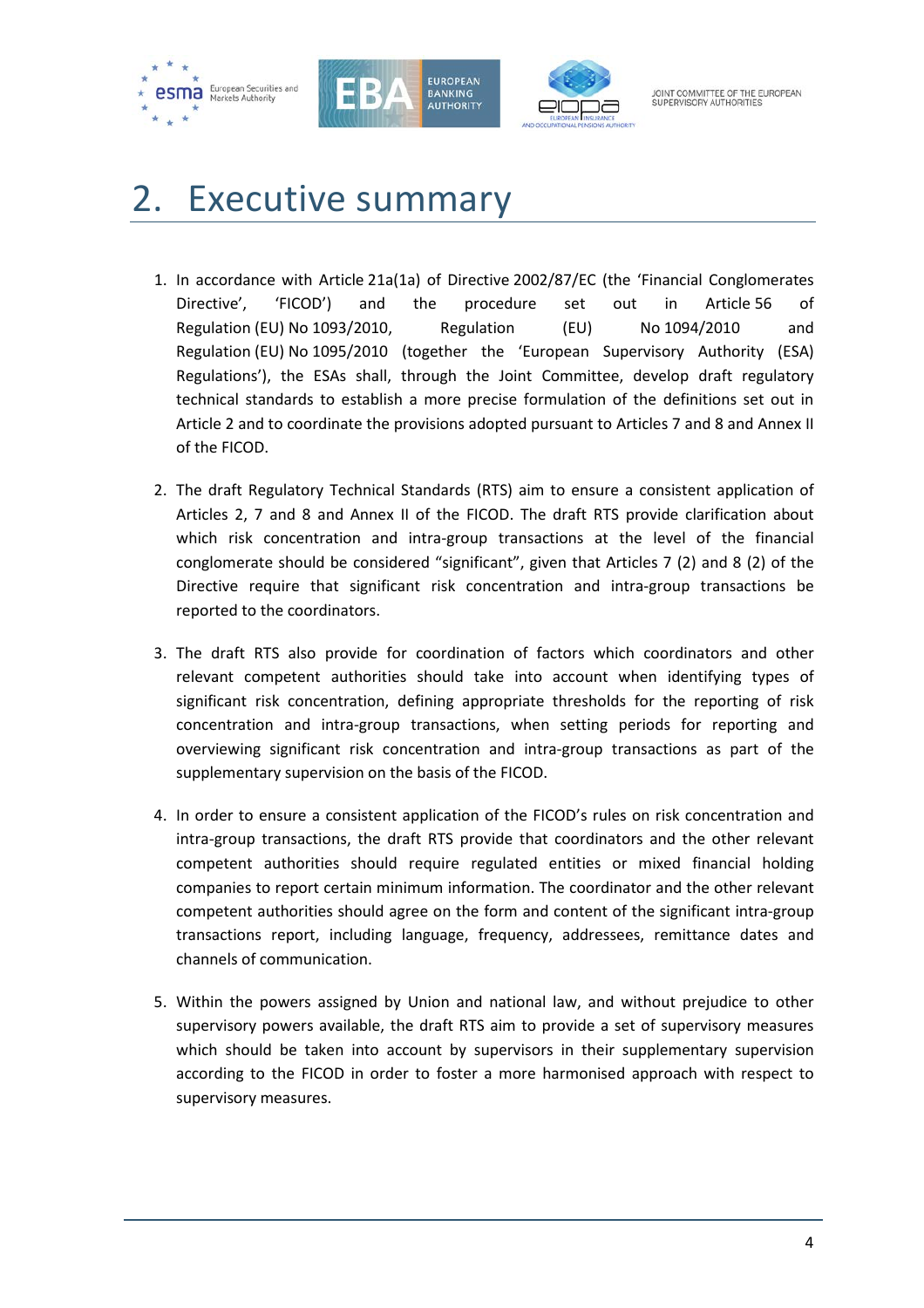# 2. Executive summary

1. In accordance with Article 21a(1a) of Directive 2002/87/EC (the 'Financial Conglomerates Directive', 'FICOD') and the procedure set out in Article 56 of Regulation (EU) No 1093/2010, Regulation (EU) No 1094/2010 and Regulation (EU) No 1095/2010 (together the 'European Supervisory Authority (ESA) Regulations'), the ESAs shall, through the Joint Committee, develop draft regulatory technical standards to establish a more precise formulation of the definitions set out in Article 2 and to coordinate the provisions adopted pursuant to Articles 7 and 8 and Annex II of the FICOD.

2. The draft Regulatory Technical Standards (RTS) aim to ensure a consistent application of Articles 2, 7 and 8 and Annex II of the FICOD. The draft RTS provide clarification about which risk concentration and intra-group transactions at the level of the financial conglomerate should be considered "significant", given that Articles 7 (2) and 8 (2) of the Directive require that significant risk concentration and intra-group transactions be reported to the coordinators.

3. The draft RTS also provide for coordination of factors which coordinators and other relevant competent authorities should take into account when identifying types of significant risk concentration, defining appropriate thresholds for the reporting of risk concentration and intra-group transactions, when setting periods for reporting and overviewing significant risk concentration and intra-group transactions as part of the supplementary supervision on the basis of the FICOD.

4. In order to ensure a consistent application of the FICOD's rules on risk concentration and intra-group transactions, the draft RTS provide that coordinators and the other relevant competent authorities should require regulated entities or mixed financial holding companies to report certain minimum information. The coordinator and the other relevant competent authorities should agree on the form and content of the significant intra-group transactions report, including language, frequency, addressees, remittance dates and channels of communication.

5. Within the powers assigned by Union and national law, and without prejudice to other supervisory powers available, the draft RTS aim to provide a set of supervisory measures which should be taken into account by supervisors in their supplementary supervision according to the FICOD in order to foster a more harmonised approach with respect to supervisory measures.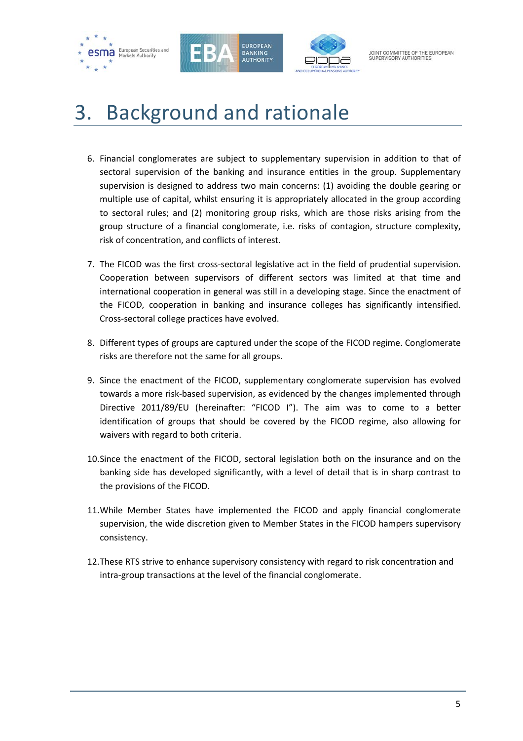# 3. Background and rationale

6. Financial conglomerates are subject to supplementary supervision in addition to that of sectoral supervision of the banking and insurance entities in the group. Supplementary supervision is designed to address two main concerns: (1) avoiding the double gearing or multiple use of capital, whilst ensuring it is appropriately allocated in the group according to sectoral rules; and (2) monitoring group risks, which are those risks arising from the group structure of a financial conglomerate, i.e. risks of contagion, structure complexity, risk of concentration, and conflicts of interest.

7. The FICOD was the first cross-sectoral legislative act in the field of prudential supervision. Cooperation between supervisors of different sectors was limited at that time and international cooperation in general was still in a developing stage. Since the enactment of the FICOD, cooperation in banking and insurance colleges has significantly intensified. Cross-sectoral college practices have evolved.

8. Different types of groups are captured under the scope of the FICOD regime. Conglomerate risks are therefore not the same for all groups.

9. Since the enactment of the FICOD, supplementary conglomerate supervision has evolved towards a more risk-based supervision, as evidenced by the changes implemented through Directive 2011/89/EU (hereinafter: "FICOD I"). The aim was to come to a better identification of groups that should be covered by the FICOD regime, also allowing for waivers with regard to both criteria.

10. Since the enactment of the FICOD, sectoral legislation both on the insurance and on the banking side has developed significantly, with a level of detail that is in sharp contrast to the provisions of the FICOD.

11. While Member States have implemented the FICOD and apply financial conglomerate supervision, the wide discretion given to Member States in the FICOD hampers supervisory consistency.

12. These RTS strive to enhance supervisory consistency with regard to risk concentration and intra-group transactions at the level of the financial conglomerate.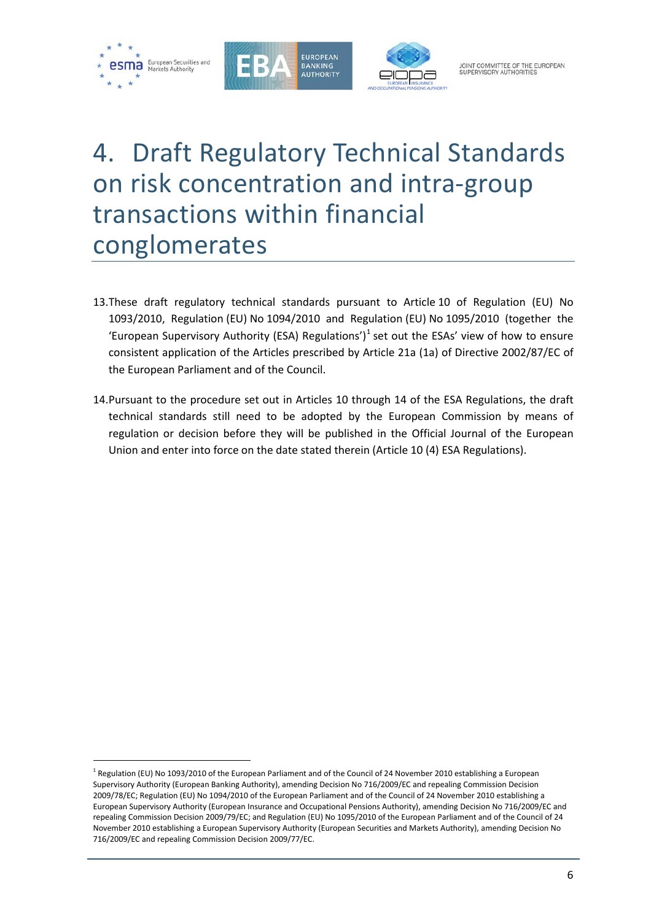# 4. Draft Regulatory Technical Standards on risk concentration and intra-group transactions within financial conglomerates

13. These draft regulatory technical standards pursuant to Article 10 of Regulation (EU) No 1093/2010, Regulation (EU) No 1094/2010 and Regulation (EU) No 1095/2010 (together the 'European Supervisory Authority (ESA) Regulations')[1] set out the ESAs' view of how to ensure consistent application of the Articles prescribed by Article 21a (1a) of Directive 2002/87/EC of the European Parliament and of the Council.

14. Pursuant to the procedure set out in Articles 10 through 14 of the ESA Regulations, the draft technical standards still need to be adopted by the European Commission by means of regulation or decision before they will be published in the Official Journal of the European Union and enter into force on the date stated therein (Article 10 (4) ESA Regulations).

[1] Regulation (EU) No 1093/2010 of the European Parliament and of the Council of 24 November 2010 establishing a European Supervisory Authority (European Banking Authority), amending Decision No 716/2009/EC and repealing Commission Decision 2009/78/EC; Regulation (EU) No 1094/2010 of the European Parliament and of the Council of 24 November 2010 establishing a European Supervisory Authority (European Insurance and Occupational Pensions Authority), amending Decision No 716/2009/EC and repealing Commission Decision 2009/79/EC; and Regulation (EU) No 1095/2010 of the European Parliament and of the Council of 24 November 2010 establishing a European Supervisory Authority (European Securities and Markets Authority), amending Decision No 716/2009/EC and repealing Commission Decision 2009/77/EC.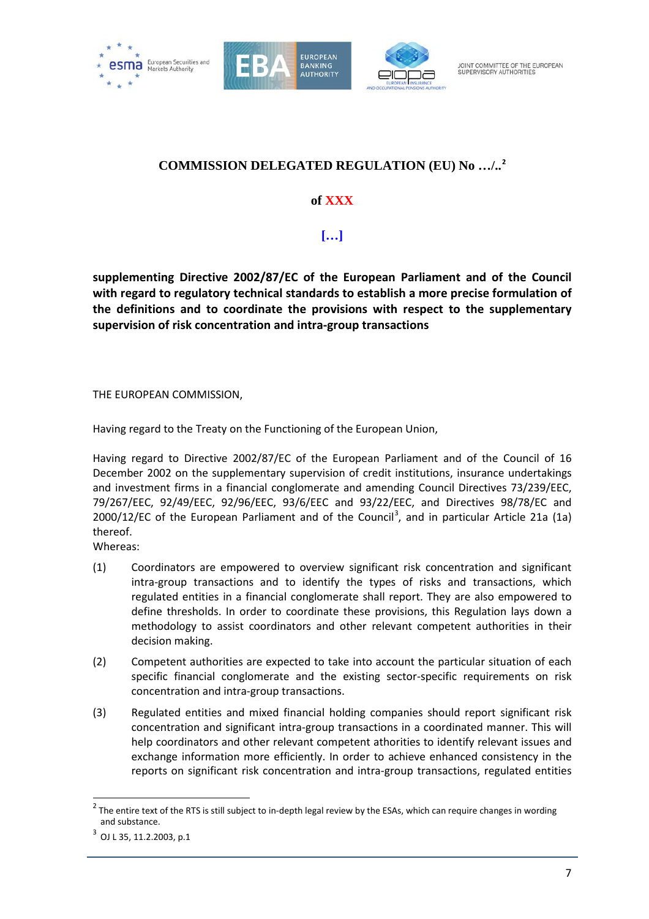**COMMISSION DELEGATED REGULATION (EU) No …/..**[2]

**of XXX**

**[…]**

**supplementing Directive 2002/87/EC of the European Parliament and of the Council with regard to regulatory technical standards to establish a more precise formulation of the definitions and to coordinate the provisions with respect to the supplementary supervision of risk concentration and intra-group transactions**

THE EUROPEAN COMMISSION,

Having regard to the Treaty on the Functioning of the European Union,

Having regard to Directive 2002/87/EC of the European Parliament and of the Council of 16 December 2002 on the supplementary supervision of credit institutions, insurance undertakings and investment firms in a financial conglomerate and amending Council Directives 73/239/EEC, 79/267/EEC, 92/49/EEC, 92/96/EEC, 93/6/EEC and 93/22/EEC, and Directives 98/78/EC and 2000/12/EC of the European Parliament and of the Council[3], and in particular Article 21a (1a) thereof.

Whereas:

(1) Coordinators are empowered to overview significant risk concentration and significant intra-group transactions and to identify the types of risks and transactions, which regulated entities in a financial conglomerate shall report. They are also empowered to define thresholds. In order to coordinate these provisions, this Regulation lays down a methodology to assist coordinators and other relevant competent authorities in their decision making.

(2) Competent authorities are expected to take into account the particular situation of each specific financial conglomerate and the existing sector-specific requirements on risk concentration and intra-group transactions.

(3) Regulated entities and mixed financial holding companies should report significant risk concentration and significant intra-group transactions in a coordinated manner. This will help coordinators and other relevant competent authorities to identify relevant issues and exchange information more efficiently. In order to achieve enhanced consistency in the reports on significant risk concentration and intra-group transactions, regulated entities

---

[2] The entire text of the RTS is still subject to in-depth legal review by the ESAs, which can require changes in wording and substance.

[3] OJ L 35, 11.2.2003, p.1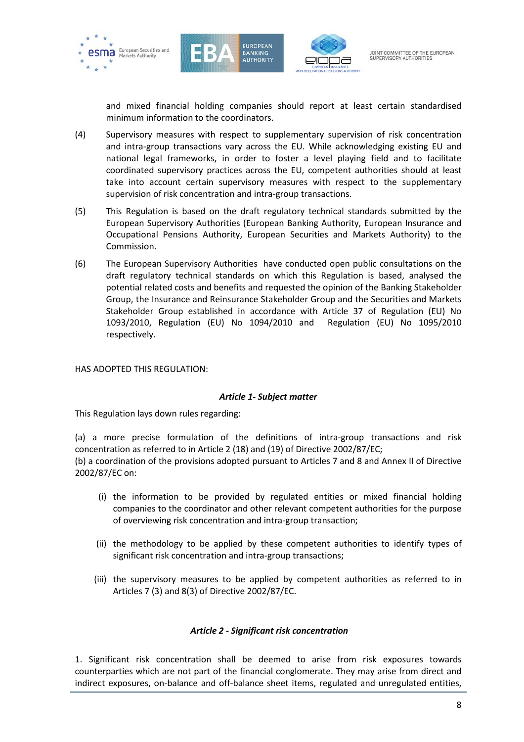and mixed financial holding companies should report at least certain standardised minimum information to the coordinators.

(4) Supervisory measures with respect to supplementary supervision of risk concentration and intra-group transactions vary across the EU. While acknowledging existing EU and national legal frameworks, in order to foster a level playing field and to facilitate coordinated supervisory practices across the EU, competent authorities should at least take into account certain supervisory measures with respect to the supplementary supervision of risk concentration and intra-group transactions.

(5) This Regulation is based on the draft regulatory technical standards submitted by the European Supervisory Authorities (European Banking Authority, European Insurance and Occupational Pensions Authority, European Securities and Markets Authority) to the Commission.

(6) The European Supervisory Authorities have conducted open public consultations on the draft regulatory technical standards on which this Regulation is based, analysed the potential related costs and benefits and requested the opinion of the Banking Stakeholder Group, the Insurance and Reinsurance Stakeholder Group and the Securities and Markets Stakeholder Group established in accordance with Article 37 of Regulation (EU) No 1093/2010, Regulation (EU) No 1094/2010 and Regulation (EU) No 1095/2010 respectively.

HAS ADOPTED THIS REGULATION:

### *Article 1- Subject matter*

This Regulation lays down rules regarding:

(a) a more precise formulation of the definitions of intra-group transactions and risk concentration as referred to in Article 2 (18) and (19) of Directive 2002/87/EC;
(b) a coordination of the provisions adopted pursuant to Articles 7 and 8 and Annex II of Directive 2002/87/EC on:

(i) the information to be provided by regulated entities or mixed financial holding companies to the coordinator and other relevant competent authorities for the purpose of overviewing risk concentration and intra-group transaction;

(ii) the methodology to be applied by these competent authorities to identify types of significant risk concentration and intra-group transactions;

(iii) the supervisory measures to be applied by competent authorities as referred to in Articles 7 (3) and 8(3) of Directive 2002/87/EC.

### *Article 2 - Significant risk concentration*

1. Significant risk concentration shall be deemed to arise from risk exposures towards counterparties which are not part of the financial conglomerate. They may arise from direct and indirect exposures, on-balance and off-balance sheet items, regulated and unregulated entities,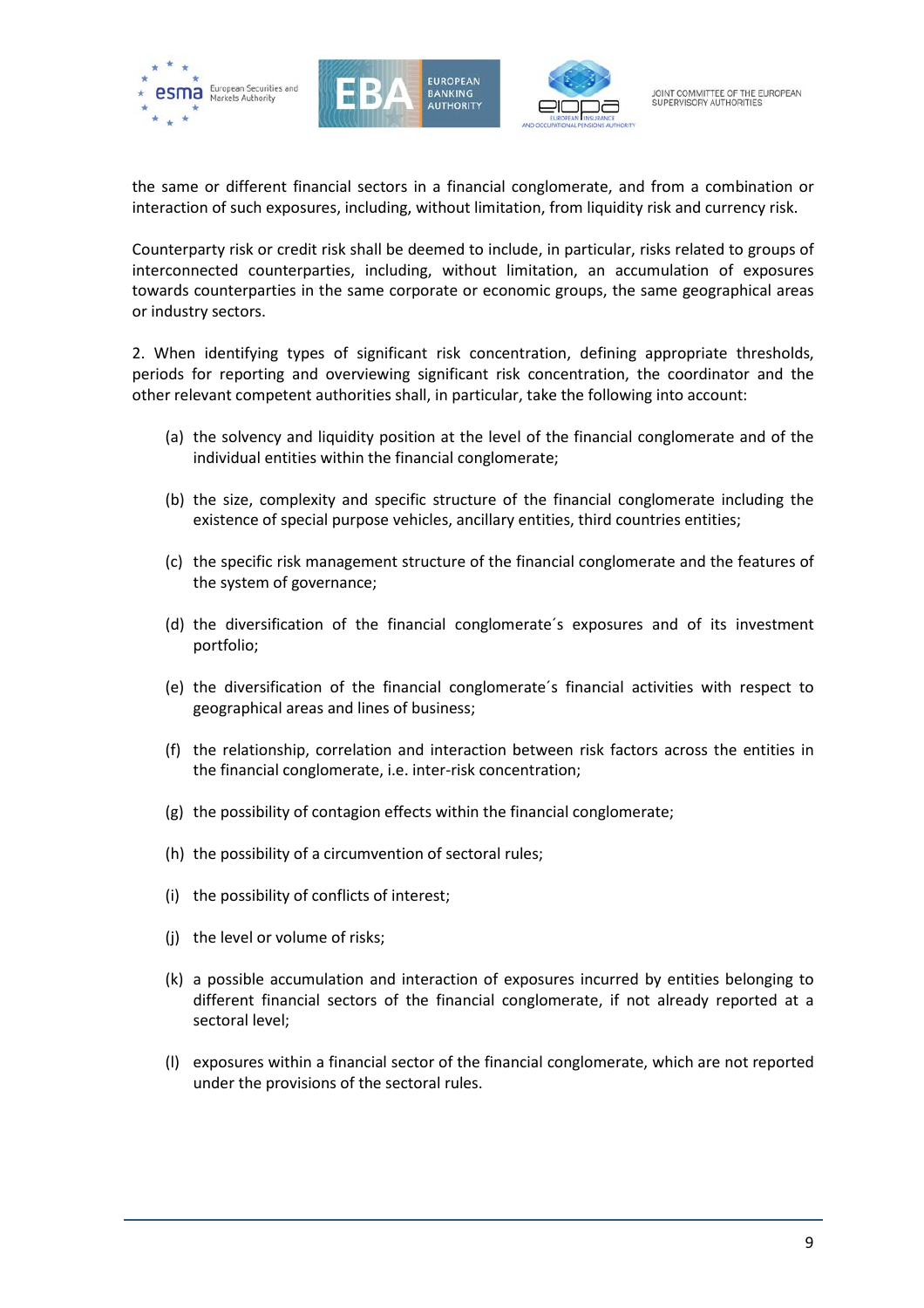the same or different financial sectors in a financial conglomerate, and from a combination or interaction of such exposures, including, without limitation, from liquidity risk and currency risk.

Counterparty risk or credit risk shall be deemed to include, in particular, risks related to groups of interconnected counterparties, including, without limitation, an accumulation of exposures towards counterparties in the same corporate or economic groups, the same geographical areas or industry sectors.

2. When identifying types of significant risk concentration, defining appropriate thresholds, periods for reporting and overviewing significant risk concentration, the coordinator and the other relevant competent authorities shall, in particular, take the following into account:

(a) the solvency and liquidity position at the level of the financial conglomerate and of the individual entities within the financial conglomerate;

(b) the size, complexity and specific structure of the financial conglomerate including the existence of special purpose vehicles, ancillary entities, third countries entities;

(c) the specific risk management structure of the financial conglomerate and the features of the system of governance;

(d) the diversification of the financial conglomerate´s exposures and of its investment portfolio;

(e) the diversification of the financial conglomerate´s financial activities with respect to geographical areas and lines of business;

(f) the relationship, correlation and interaction between risk factors across the entities in the financial conglomerate, i.e. inter-risk concentration;

(g) the possibility of contagion effects within the financial conglomerate;

(h) the possibility of a circumvention of sectoral rules;

(i) the possibility of conflicts of interest;

(j) the level or volume of risks;

(k) a possible accumulation and interaction of exposures incurred by entities belonging to different financial sectors of the financial conglomerate, if not already reported at a sectoral level;

(l) exposures within a financial sector of the financial conglomerate, which are not reported under the provisions of the sectoral rules.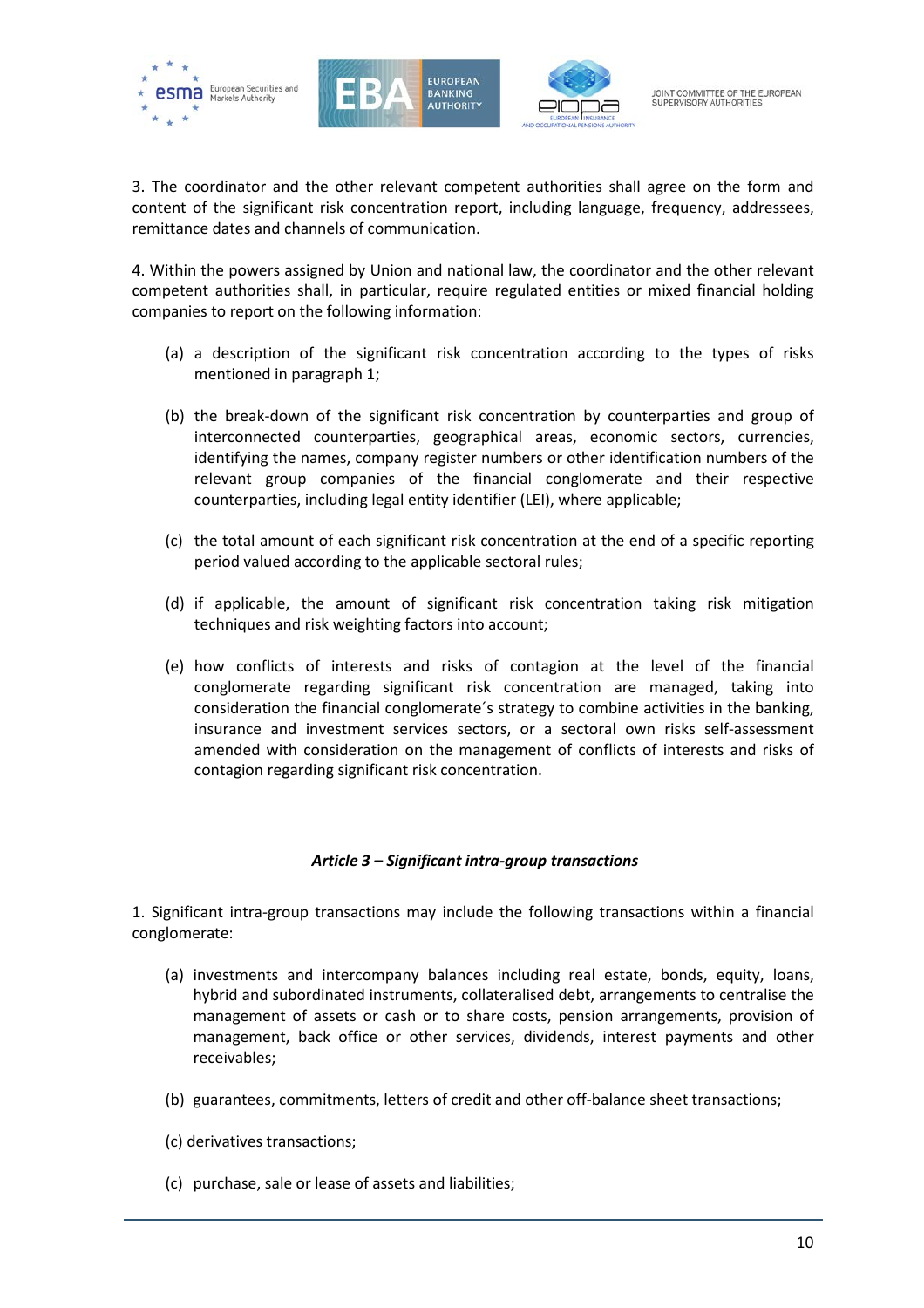3. The coordinator and the other relevant competent authorities shall agree on the form and content of the significant risk concentration report, including language, frequency, addressees, remittance dates and channels of communication.

4. Within the powers assigned by Union and national law, the coordinator and the other relevant competent authorities shall, in particular, require regulated entities or mixed financial holding companies to report on the following information:

(a) a description of the significant risk concentration according to the types of risks mentioned in paragraph 1;

(b) the break-down of the significant risk concentration by counterparties and group of interconnected counterparties, geographical areas, economic sectors, currencies, identifying the names, company register numbers or other identification numbers of the relevant group companies of the financial conglomerate and their respective counterparties, including legal entity identifier (LEI), where applicable;

(c) the total amount of each significant risk concentration at the end of a specific reporting period valued according to the applicable sectoral rules;

(d) if applicable, the amount of significant risk concentration taking risk mitigation techniques and risk weighting factors into account;

(e) how conflicts of interests and risks of contagion at the level of the financial conglomerate regarding significant risk concentration are managed, taking into consideration the financial conglomerate´s strategy to combine activities in the banking, insurance and investment services sectors, or a sectoral own risks self-assessment amended with consideration on the management of conflicts of interests and risks of contagion regarding significant risk concentration.

### *Article 3 – Significant intra-group transactions*

1. Significant intra-group transactions may include the following transactions within a financial conglomerate:

(a) investments and intercompany balances including real estate, bonds, equity, loans, hybrid and subordinated instruments, collateralised debt, arrangements to centralise the management of assets or cash or to share costs, pension arrangements, provision of management, back office or other services, dividends, interest payments and other receivables;

(b) guarantees, commitments, letters of credit and other off-balance sheet transactions;

(c) derivatives transactions;

(c) purchase, sale or lease of assets and liabilities;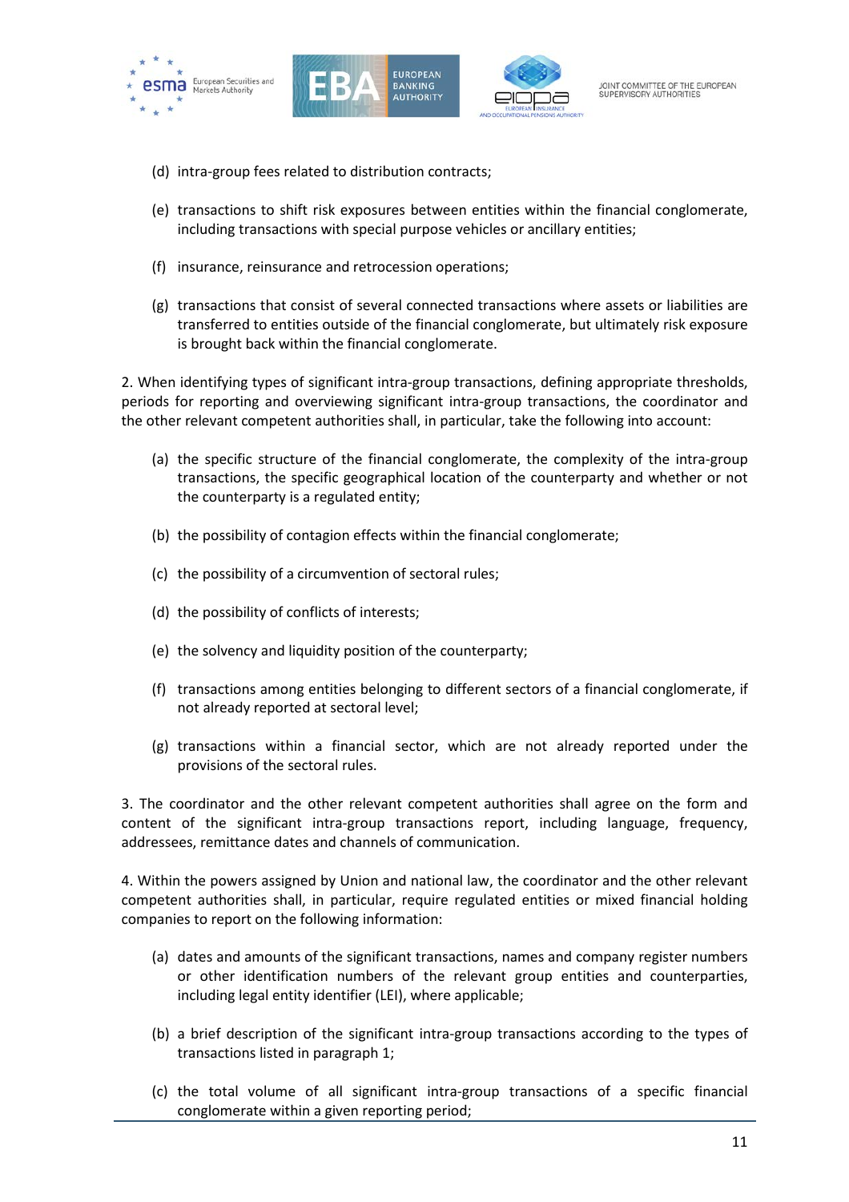(d) intra-group fees related to distribution contracts;

(e) transactions to shift risk exposures between entities within the financial conglomerate, including transactions with special purpose vehicles or ancillary entities;

(f) insurance, reinsurance and retrocession operations;

(g) transactions that consist of several connected transactions where assets or liabilities are transferred to entities outside of the financial conglomerate, but ultimately risk exposure is brought back within the financial conglomerate.

2. When identifying types of significant intra-group transactions, defining appropriate thresholds, periods for reporting and overviewing significant intra-group transactions, the coordinator and the other relevant competent authorities shall, in particular, take the following into account:

(a) the specific structure of the financial conglomerate, the complexity of the intra-group transactions, the specific geographical location of the counterparty and whether or not the counterparty is a regulated entity;

(b) the possibility of contagion effects within the financial conglomerate;

(c) the possibility of a circumvention of sectoral rules;

(d) the possibility of conflicts of interests;

(e) the solvency and liquidity position of the counterparty;

(f) transactions among entities belonging to different sectors of a financial conglomerate, if not already reported at sectoral level;

(g) transactions within a financial sector, which are not already reported under the provisions of the sectoral rules.

3. The coordinator and the other relevant competent authorities shall agree on the form and content of the significant intra-group transactions report, including language, frequency, addressees, remittance dates and channels of communication.

4. Within the powers assigned by Union and national law, the coordinator and the other relevant competent authorities shall, in particular, require regulated entities or mixed financial holding companies to report on the following information:

(a) dates and amounts of the significant transactions, names and company register numbers or other identification numbers of the relevant group entities and counterparties, including legal entity identifier (LEI), where applicable;

(b) a brief description of the significant intra-group transactions according to the types of transactions listed in paragraph 1;

(c) the total volume of all significant intra-group transactions of a specific financial conglomerate within a given reporting period;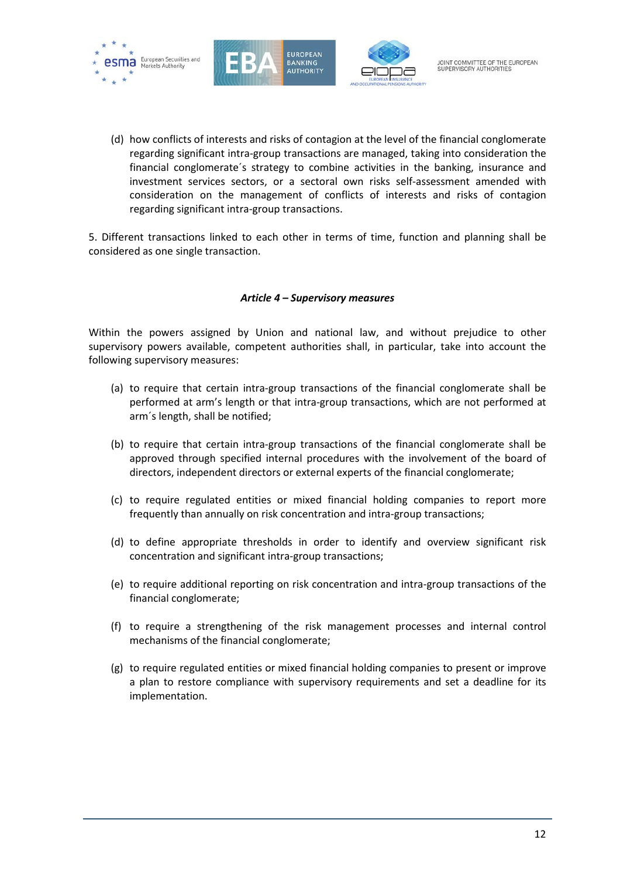(d) how conflicts of interests and risks of contagion at the level of the financial conglomerate regarding significant intra-group transactions are managed, taking into consideration the financial conglomerate´s strategy to combine activities in the banking, insurance and investment services sectors, or a sectoral own risks self-assessment amended with consideration on the management of conflicts of interests and risks of contagion regarding significant intra-group transactions.

5. Different transactions linked to each other in terms of time, function and planning shall be considered as one single transaction.

### *Article 4 – Supervisory measures*

Within the powers assigned by Union and national law, and without prejudice to other supervisory powers available, competent authorities shall, in particular, take into account the following supervisory measures:

(a) to require that certain intra-group transactions of the financial conglomerate shall be performed at arm's length or that intra-group transactions, which are not performed at arm´s length, shall be notified;

(b) to require that certain intra-group transactions of the financial conglomerate shall be approved through specified internal procedures with the involvement of the board of directors, independent directors or external experts of the financial conglomerate;

(c) to require regulated entities or mixed financial holding companies to report more frequently than annually on risk concentration and intra-group transactions;

(d) to define appropriate thresholds in order to identify and overview significant risk concentration and significant intra-group transactions;

(e) to require additional reporting on risk concentration and intra-group transactions of the financial conglomerate;

(f) to require a strengthening of the risk management processes and internal control mechanisms of the financial conglomerate;

(g) to require regulated entities or mixed financial holding companies to present or improve a plan to restore compliance with supervisory requirements and set a deadline for its implementation.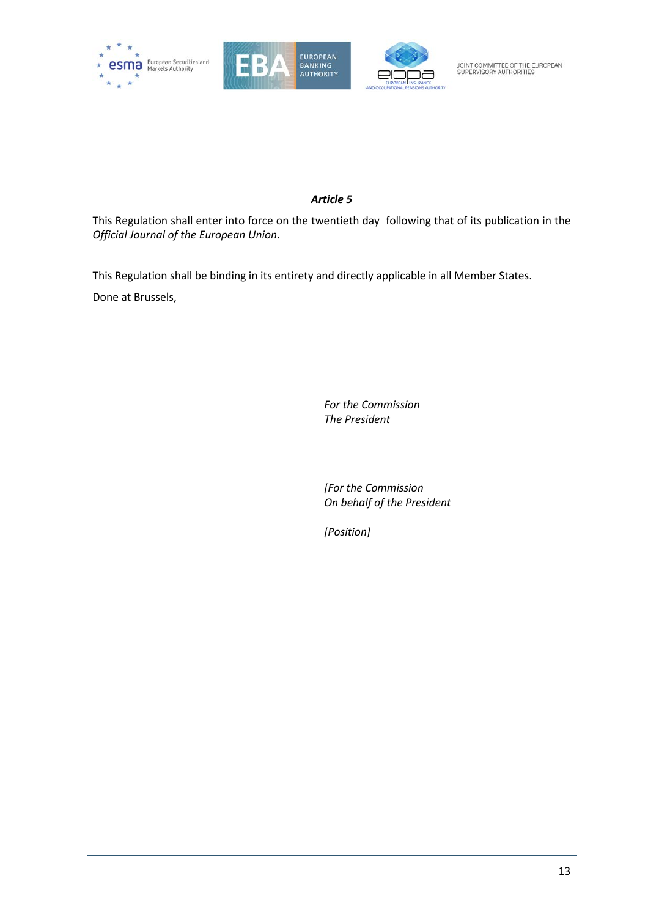***Article 5***

This Regulation shall enter into force on the twentieth day following that of its publication in the *Official Journal of the European Union*.

This Regulation shall be binding in its entirety and directly applicable in all Member States.

Done at Brussels,

*For the Commission*
*The President*

*[For the Commission*
*On behalf of the President*

*[Position]*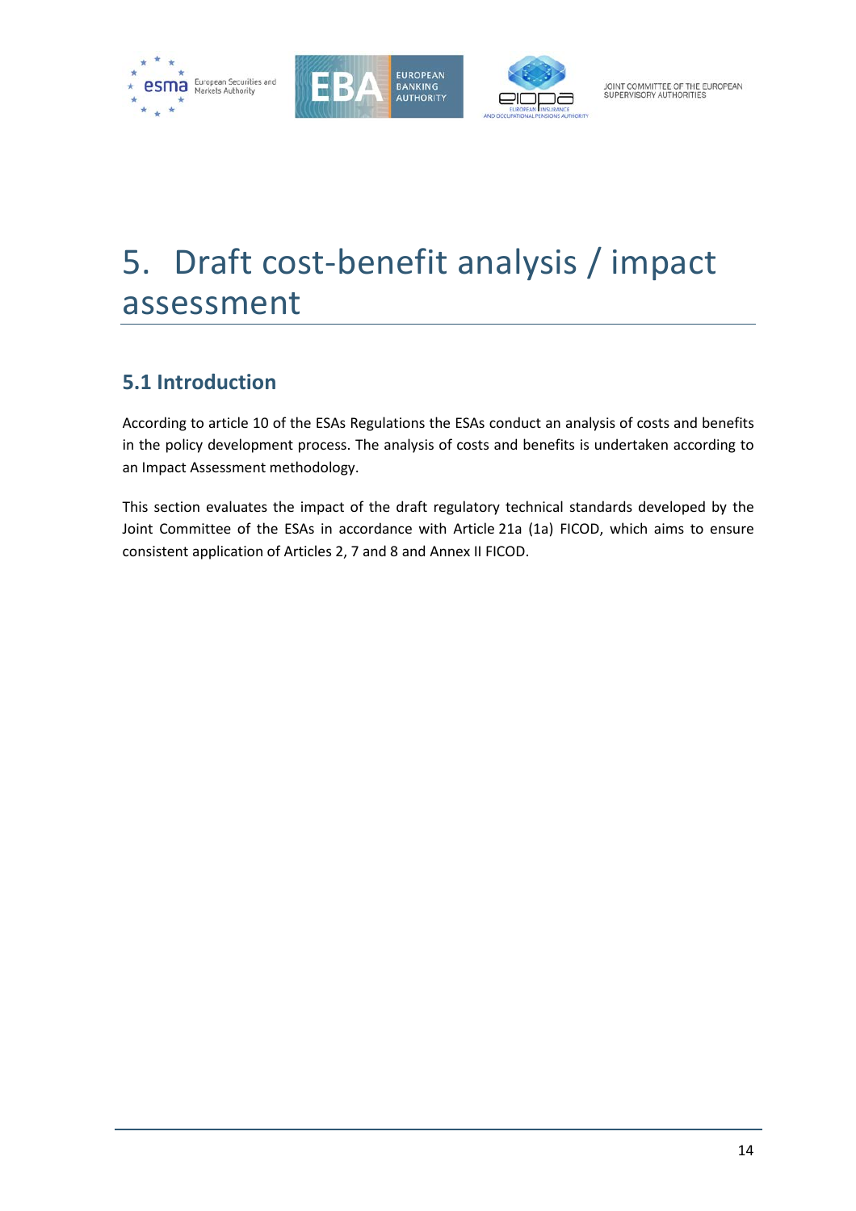# 5. Draft cost-benefit analysis / impact assessment

## 5.1 Introduction

According to article 10 of the ESAs Regulations the ESAs conduct an analysis of costs and benefits in the policy development process. The analysis of costs and benefits is undertaken according to an Impact Assessment methodology.

This section evaluates the impact of the draft regulatory technical standards developed by the Joint Committee of the ESAs in accordance with Article 21a (1a) FICOD, which aims to ensure consistent application of Articles 2, 7 and 8 and Annex II FICOD.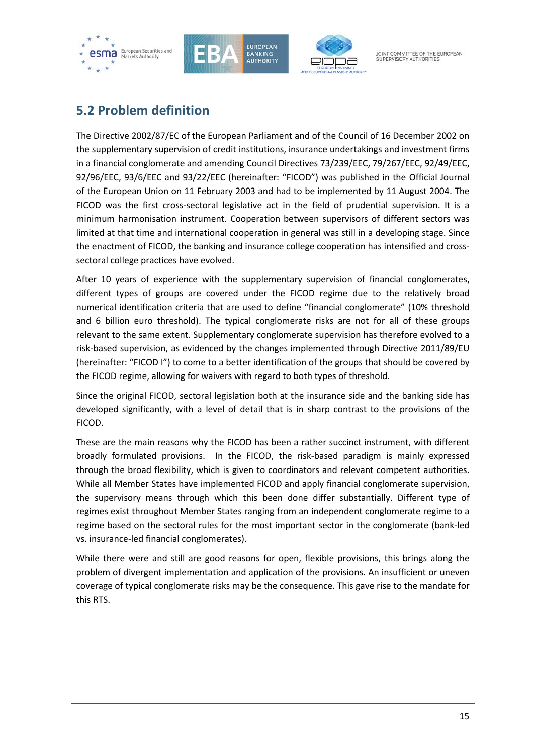## 5.2 Problem definition

The Directive 2002/87/EC of the European Parliament and of the Council of 16 December 2002 on the supplementary supervision of credit institutions, insurance undertakings and investment firms in a financial conglomerate and amending Council Directives 73/239/EEC, 79/267/EEC, 92/49/EEC, 92/96/EEC, 93/6/EEC and 93/22/EEC (hereinafter: "FICOD") was published in the Official Journal of the European Union on 11 February 2003 and had to be implemented by 11 August 2004. The FICOD was the first cross-sectoral legislative act in the field of prudential supervision. It is a minimum harmonisation instrument. Cooperation between supervisors of different sectors was limited at that time and international cooperation in general was still in a developing stage. Since the enactment of FICOD, the banking and insurance college cooperation has intensified and cross-sectoral college practices have evolved.

After 10 years of experience with the supplementary supervision of financial conglomerates, different types of groups are covered under the FICOD regime due to the relatively broad numerical identification criteria that are used to define "financial conglomerate" (10% threshold and 6 billion euro threshold). The typical conglomerate risks are not for all of these groups relevant to the same extent. Supplementary conglomerate supervision has therefore evolved to a risk-based supervision, as evidenced by the changes implemented through Directive 2011/89/EU (hereinafter: "FICOD I") to come to a better identification of the groups that should be covered by the FICOD regime, allowing for waivers with regard to both types of threshold.

Since the original FICOD, sectoral legislation both at the insurance side and the banking side has developed significantly, with a level of detail that is in sharp contrast to the provisions of the FICOD.

These are the main reasons why the FICOD has been a rather succinct instrument, with different broadly formulated provisions. In the FICOD, the risk-based paradigm is mainly expressed through the broad flexibility, which is given to coordinators and relevant competent authorities. While all Member States have implemented FICOD and apply financial conglomerate supervision, the supervisory means through which this been done differ substantially. Different type of regimes exist throughout Member States ranging from an independent conglomerate regime to a regime based on the sectoral rules for the most important sector in the conglomerate (bank-led vs. insurance-led financial conglomerates).

While there were and still are good reasons for open, flexible provisions, this brings along the problem of divergent implementation and application of the provisions. An insufficient or uneven coverage of typical conglomerate risks may be the consequence. This gave rise to the mandate for this RTS.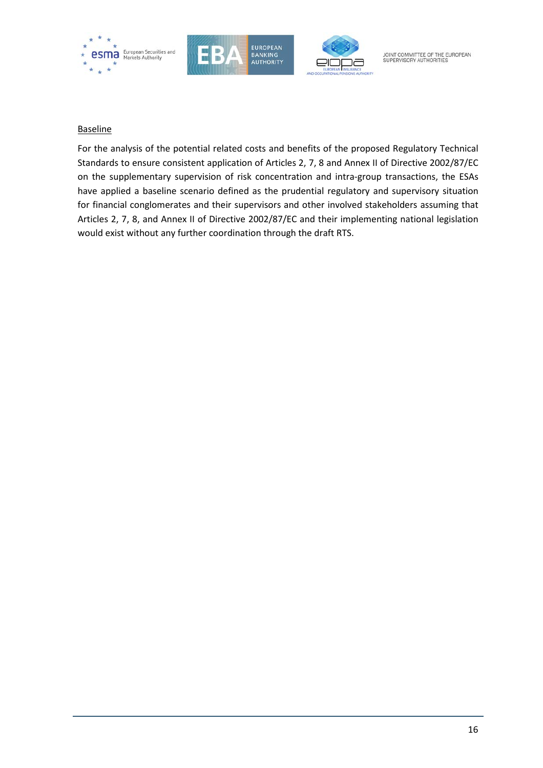Baseline

For the analysis of the potential related costs and benefits of the proposed Regulatory Technical Standards to ensure consistent application of Articles 2, 7, 8 and Annex II of Directive 2002/87/EC on the supplementary supervision of risk concentration and intra-group transactions, the ESAs have applied a baseline scenario defined as the prudential regulatory and supervisory situation for financial conglomerates and their supervisors and other involved stakeholders assuming that Articles 2, 7, 8, and Annex II of Directive 2002/87/EC and their implementing national legislation would exist without any further coordination through the draft RTS.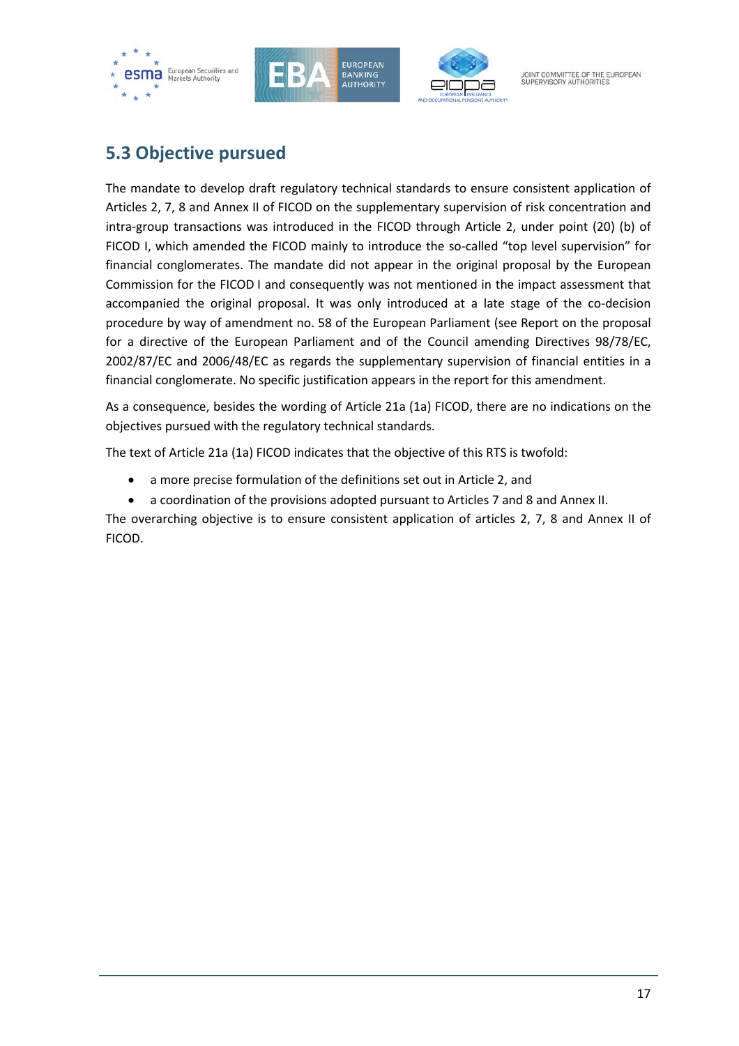## 5.3 Objective pursued

The mandate to develop draft regulatory technical standards to ensure consistent application of Articles 2, 7, 8 and Annex II of FICOD on the supplementary supervision of risk concentration and intra-group transactions was introduced in the FICOD through Article 2, under point (20) (b) of FICOD I, which amended the FICOD mainly to introduce the so-called "top level supervision" for financial conglomerates. The mandate did not appear in the original proposal by the European Commission for the FICOD I and consequently was not mentioned in the impact assessment that accompanied the original proposal. It was only introduced at a late stage of the co-decision procedure by way of amendment no. 58 of the European Parliament (see Report on the proposal for a directive of the European Parliament and of the Council amending Directives 98/78/EC, 2002/87/EC and 2006/48/EC as regards the supplementary supervision of financial entities in a financial conglomerate. No specific justification appears in the report for this amendment.

As a consequence, besides the wording of Article 21a (1a) FICOD, there are no indications on the objectives pursued with the regulatory technical standards.

The text of Article 21a (1a) FICOD indicates that the objective of this RTS is twofold:

- a more precise formulation of the definitions set out in Article 2, and
- a coordination of the provisions adopted pursuant to Articles 7 and 8 and Annex II.

The overarching objective is to ensure consistent application of articles 2, 7, 8 and Annex II of FICOD.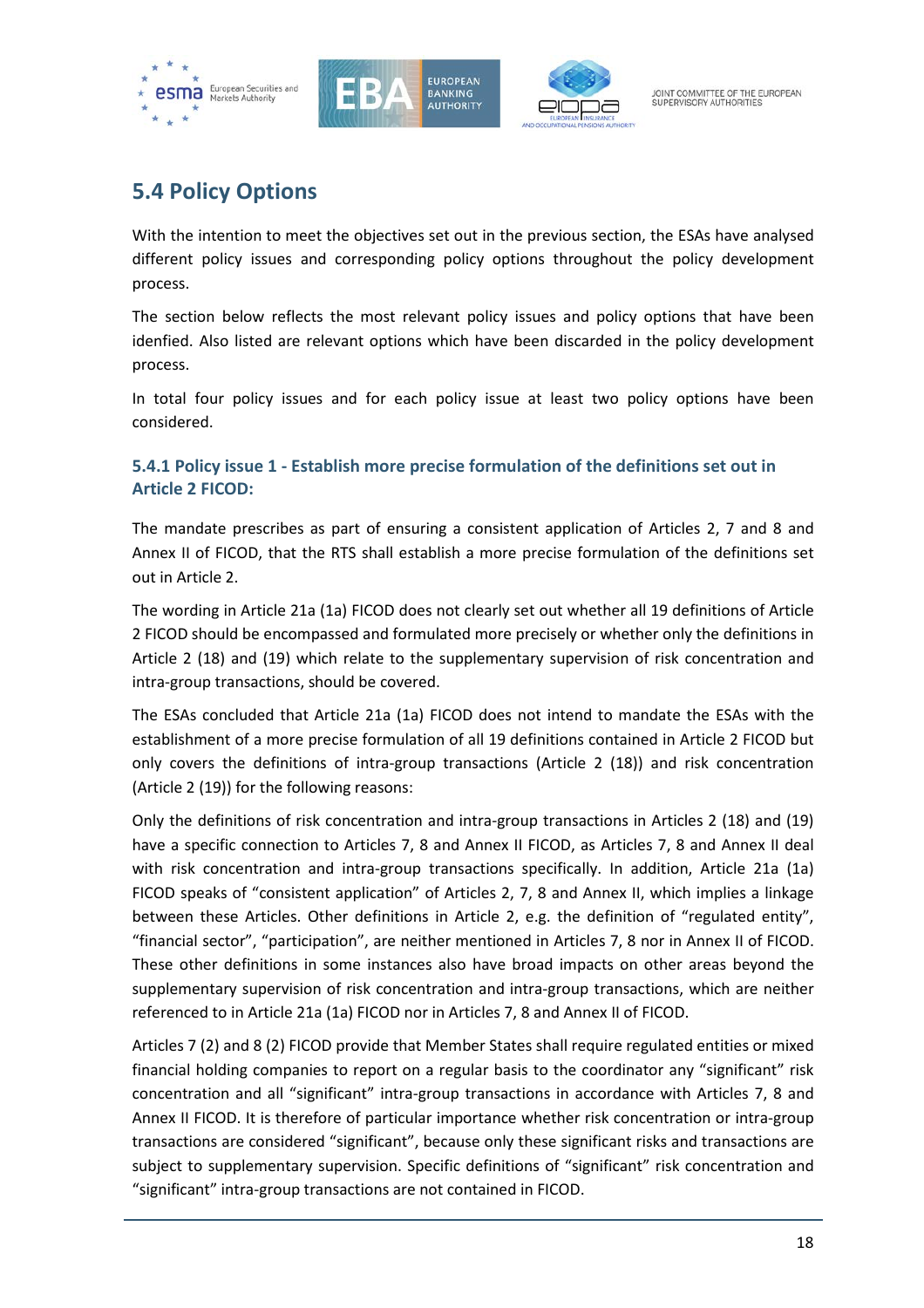## 5.4 Policy Options

With the intention to meet the objectives set out in the previous section, the ESAs have analysed different policy issues and corresponding policy options throughout the policy development process.

The section below reflects the most relevant policy issues and policy options that have been idenfied. Also listed are relevant options which have been discarded in the policy development process.

In total four policy issues and for each policy issue at least two policy options have been considered.

### 5.4.1 Policy issue 1 - Establish more precise formulation of the definitions set out in Article 2 FICOD:

The mandate prescribes as part of ensuring a consistent application of Articles 2, 7 and 8 and Annex II of FICOD, that the RTS shall establish a more precise formulation of the definitions set out in Article 2.

The wording in Article 21a (1a) FICOD does not clearly set out whether all 19 definitions of Article 2 FICOD should be encompassed and formulated more precisely or whether only the definitions in Article 2 (18) and (19) which relate to the supplementary supervision of risk concentration and intra-group transactions, should be covered.

The ESAs concluded that Article 21a (1a) FICOD does not intend to mandate the ESAs with the establishment of a more precise formulation of all 19 definitions contained in Article 2 FICOD but only covers the definitions of intra-group transactions (Article 2 (18)) and risk concentration (Article 2 (19)) for the following reasons:

Only the definitions of risk concentration and intra-group transactions in Articles 2 (18) and (19) have a specific connection to Articles 7, 8 and Annex II FICOD, as Articles 7, 8 and Annex II deal with risk concentration and intra-group transactions specifically. In addition, Article 21a (1a) FICOD speaks of "consistent application" of Articles 2, 7, 8 and Annex II, which implies a linkage between these Articles. Other definitions in Article 2, e.g. the definition of "regulated entity", "financial sector", "participation", are neither mentioned in Articles 7, 8 nor in Annex II of FICOD. These other definitions in some instances also have broad impacts on other areas beyond the supplementary supervision of risk concentration and intra-group transactions, which are neither referenced to in Article 21a (1a) FICOD nor in Articles 7, 8 and Annex II of FICOD.

Articles 7 (2) and 8 (2) FICOD provide that Member States shall require regulated entities or mixed financial holding companies to report on a regular basis to the coordinator any "significant" risk concentration and all "significant" intra-group transactions in accordance with Articles 7, 8 and Annex II FICOD. It is therefore of particular importance whether risk concentration or intra-group transactions are considered "significant", because only these significant risks and transactions are subject to supplementary supervision. Specific definitions of "significant" risk concentration and "significant" intra-group transactions are not contained in FICOD.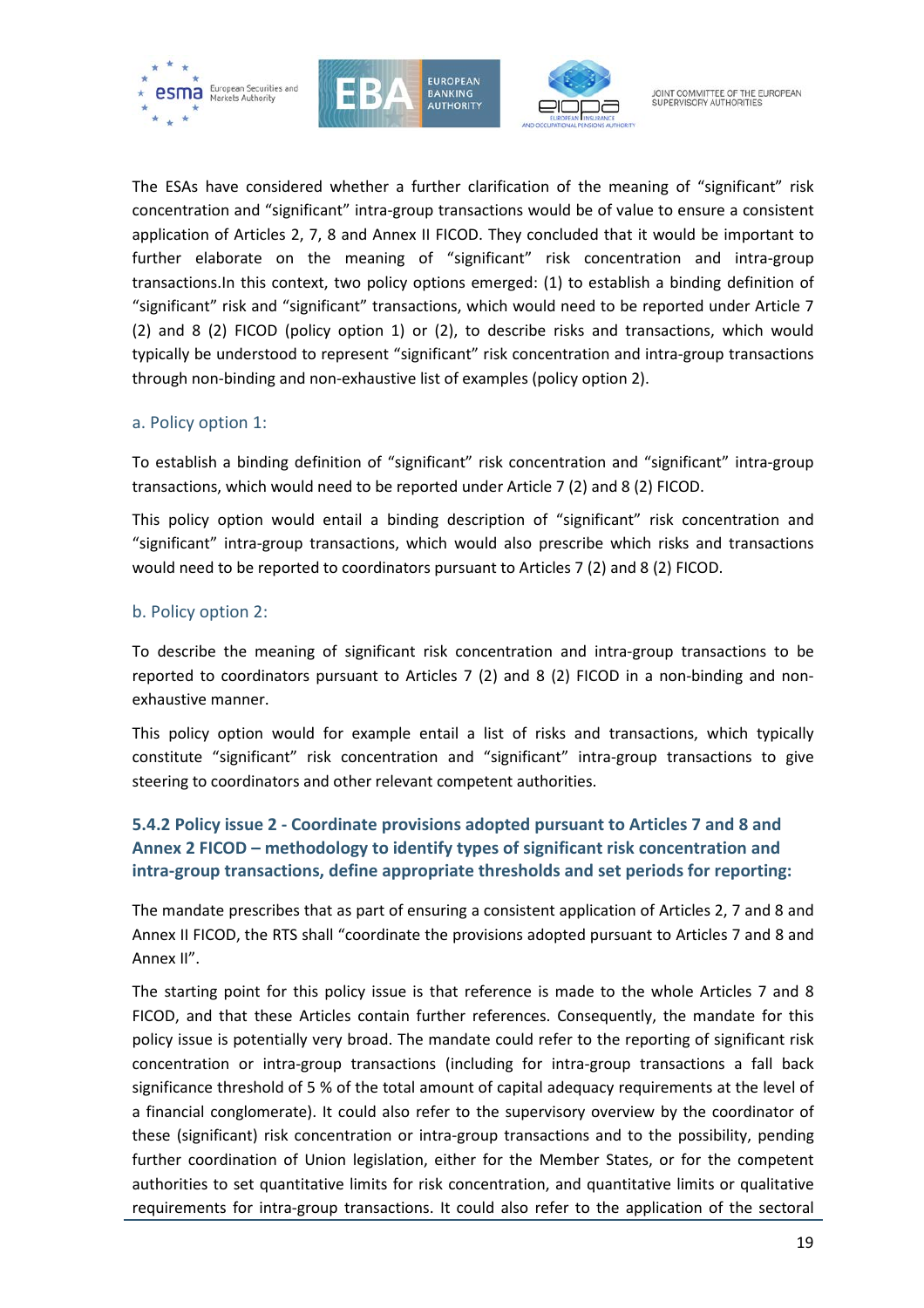The ESAs have considered whether a further clarification of the meaning of "significant" risk concentration and "significant" intra-group transactions would be of value to ensure a consistent application of Articles 2, 7, 8 and Annex II FICOD. They concluded that it would be important to further elaborate on the meaning of "significant" risk concentration and intra-group transactions.In this context, two policy options emerged: (1) to establish a binding definition of "significant" risk and "significant" transactions, which would need to be reported under Article 7 (2) and 8 (2) FICOD (policy option 1) or (2), to describe risks and transactions, which would typically be understood to represent "significant" risk concentration and intra-group transactions through non-binding and non-exhaustive list of examples (policy option 2).

### a. Policy option 1:

To establish a binding definition of "significant" risk concentration and "significant" intra-group transactions, which would need to be reported under Article 7 (2) and 8 (2) FICOD.

This policy option would entail a binding description of "significant" risk concentration and "significant" intra-group transactions, which would also prescribe which risks and transactions would need to be reported to coordinators pursuant to Articles 7 (2) and 8 (2) FICOD.

### b. Policy option 2:

To describe the meaning of significant risk concentration and intra-group transactions to be reported to coordinators pursuant to Articles 7 (2) and 8 (2) FICOD in a non-binding and non-exhaustive manner.

This policy option would for example entail a list of risks and transactions, which typically constitute "significant" risk concentration and "significant" intra-group transactions to give steering to coordinators and other relevant competent authorities.

### 5.4.2 Policy issue 2 - Coordinate provisions adopted pursuant to Articles 7 and 8 and Annex 2 FICOD – methodology to identify types of significant risk concentration and intra-group transactions, define appropriate thresholds and set periods for reporting:

The mandate prescribes that as part of ensuring a consistent application of Articles 2, 7 and 8 and Annex II FICOD, the RTS shall "coordinate the provisions adopted pursuant to Articles 7 and 8 and Annex II".

The starting point for this policy issue is that reference is made to the whole Articles 7 and 8 FICOD, and that these Articles contain further references. Consequently, the mandate for this policy issue is potentially very broad. The mandate could refer to the reporting of significant risk concentration or intra-group transactions (including for intra-group transactions a fall back significance threshold of 5 % of the total amount of capital adequacy requirements at the level of a financial conglomerate). It could also refer to the supervisory overview by the coordinator of these (significant) risk concentration or intra-group transactions and to the possibility, pending further coordination of Union legislation, either for the Member States, or for the competent authorities to set quantitative limits for risk concentration, and quantitative limits or qualitative requirements for intra-group transactions. It could also refer to the application of the sectoral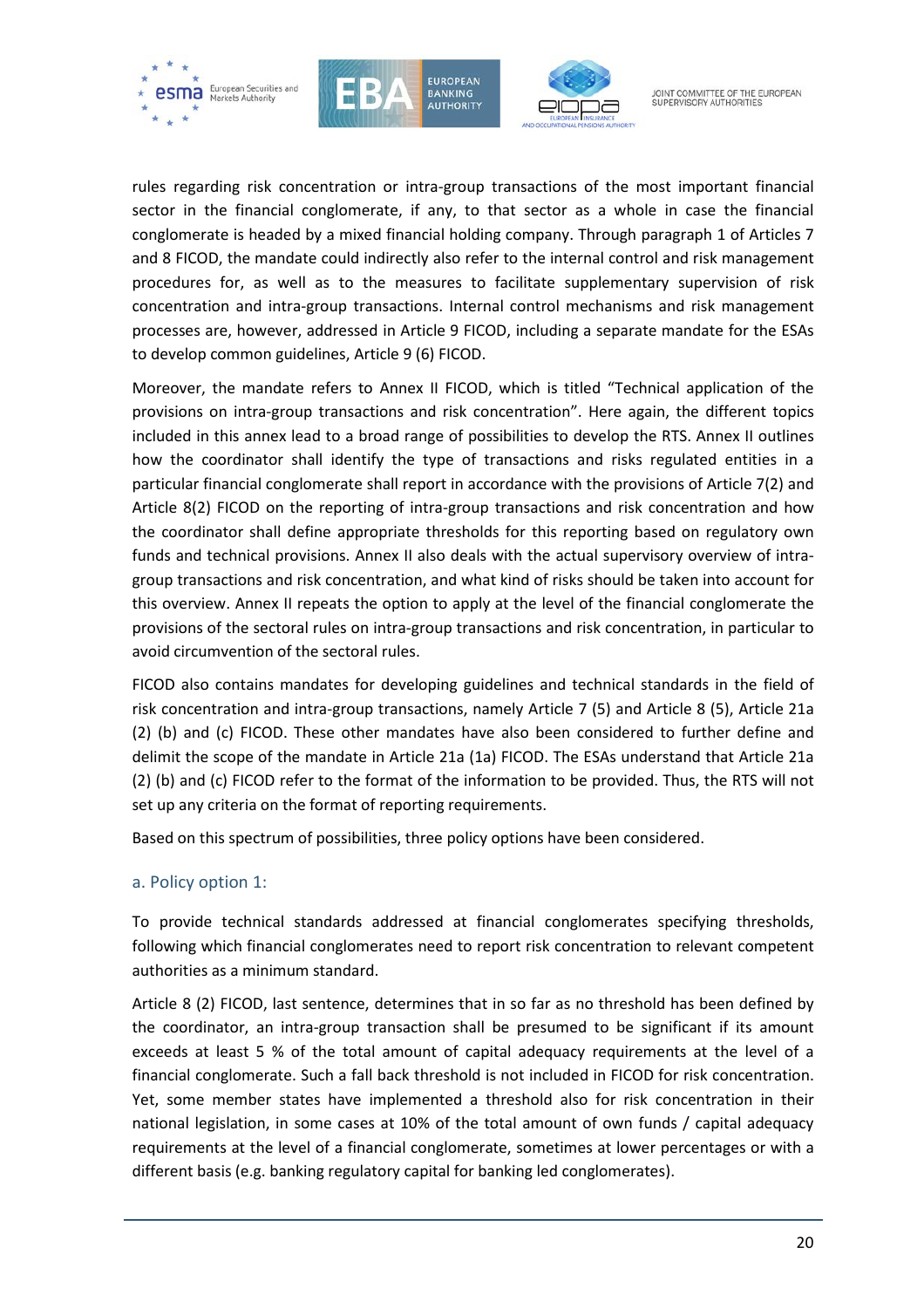rules regarding risk concentration or intra-group transactions of the most important financial sector in the financial conglomerate, if any, to that sector as a whole in case the financial conglomerate is headed by a mixed financial holding company. Through paragraph 1 of Articles 7 and 8 FICOD, the mandate could indirectly also refer to the internal control and risk management procedures for, as well as to the measures to facilitate supplementary supervision of risk concentration and intra-group transactions. Internal control mechanisms and risk management processes are, however, addressed in Article 9 FICOD, including a separate mandate for the ESAs to develop common guidelines, Article 9 (6) FICOD.

Moreover, the mandate refers to Annex II FICOD, which is titled "Technical application of the provisions on intra-group transactions and risk concentration". Here again, the different topics included in this annex lead to a broad range of possibilities to develop the RTS. Annex II outlines how the coordinator shall identify the type of transactions and risks regulated entities in a particular financial conglomerate shall report in accordance with the provisions of Article 7(2) and Article 8(2) FICOD on the reporting of intra-group transactions and risk concentration and how the coordinator shall define appropriate thresholds for this reporting based on regulatory own funds and technical provisions. Annex II also deals with the actual supervisory overview of intra-group transactions and risk concentration, and what kind of risks should be taken into account for this overview. Annex II repeats the option to apply at the level of the financial conglomerate the provisions of the sectoral rules on intra-group transactions and risk concentration, in particular to avoid circumvention of the sectoral rules.

FICOD also contains mandates for developing guidelines and technical standards in the field of risk concentration and intra-group transactions, namely Article 7 (5) and Article 8 (5), Article 21a (2) (b) and (c) FICOD. These other mandates have also been considered to further define and delimit the scope of the mandate in Article 21a (1a) FICOD. The ESAs understand that Article 21a (2) (b) and (c) FICOD refer to the format of the information to be provided. Thus, the RTS will not set up any criteria on the format of reporting requirements.

Based on this spectrum of possibilities, three policy options have been considered.

### a. Policy option 1:

To provide technical standards addressed at financial conglomerates specifying thresholds, following which financial conglomerates need to report risk concentration to relevant competent authorities as a minimum standard.

Article 8 (2) FICOD, last sentence, determines that in so far as no threshold has been defined by the coordinator, an intra-group transaction shall be presumed to be significant if its amount exceeds at least 5 % of the total amount of capital adequacy requirements at the level of a financial conglomerate. Such a fall back threshold is not included in FICOD for risk concentration. Yet, some member states have implemented a threshold also for risk concentration in their national legislation, in some cases at 10% of the total amount of own funds / capital adequacy requirements at the level of a financial conglomerate, sometimes at lower percentages or with a different basis (e.g. banking regulatory capital for banking led conglomerates).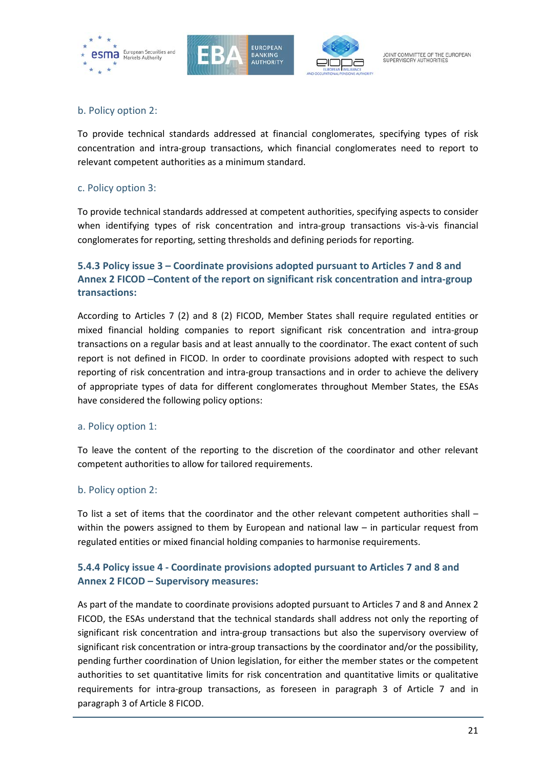b. Policy option 2:

To provide technical standards addressed at financial conglomerates, specifying types of risk concentration and intra-group transactions, which financial conglomerates need to report to relevant competent authorities as a minimum standard.

c. Policy option 3:

To provide technical standards addressed at competent authorities, specifying aspects to consider when identifying types of risk concentration and intra-group transactions vis-à-vis financial conglomerates for reporting, setting thresholds and defining periods for reporting.

### 5.4.3 Policy issue 3 – Coordinate provisions adopted pursuant to Articles 7 and 8 and Annex 2 FICOD –Content of the report on significant risk concentration and intra-group transactions:

According to Articles 7 (2) and 8 (2) FICOD, Member States shall require regulated entities or mixed financial holding companies to report significant risk concentration and intra-group transactions on a regular basis and at least annually to the coordinator. The exact content of such report is not defined in FICOD. In order to coordinate provisions adopted with respect to such reporting of risk concentration and intra-group transactions and in order to achieve the delivery of appropriate types of data for different conglomerates throughout Member States, the ESAs have considered the following policy options:

a. Policy option 1:

To leave the content of the reporting to the discretion of the coordinator and other relevant competent authorities to allow for tailored requirements.

b. Policy option 2:

To list a set of items that the coordinator and the other relevant competent authorities shall – within the powers assigned to them by European and national law – in particular request from regulated entities or mixed financial holding companies to harmonise requirements.

### 5.4.4 Policy issue 4 - Coordinate provisions adopted pursuant to Articles 7 and 8 and Annex 2 FICOD – Supervisory measures:

As part of the mandate to coordinate provisions adopted pursuant to Articles 7 and 8 and Annex 2 FICOD, the ESAs understand that the technical standards shall address not only the reporting of significant risk concentration and intra-group transactions but also the supervisory overview of significant risk concentration or intra-group transactions by the coordinator and/or the possibility, pending further coordination of Union legislation, for either the member states or the competent authorities to set quantitative limits for risk concentration and quantitative limits or qualitative requirements for intra-group transactions, as foreseen in paragraph 3 of Article 7 and in paragraph 3 of Article 8 FICOD.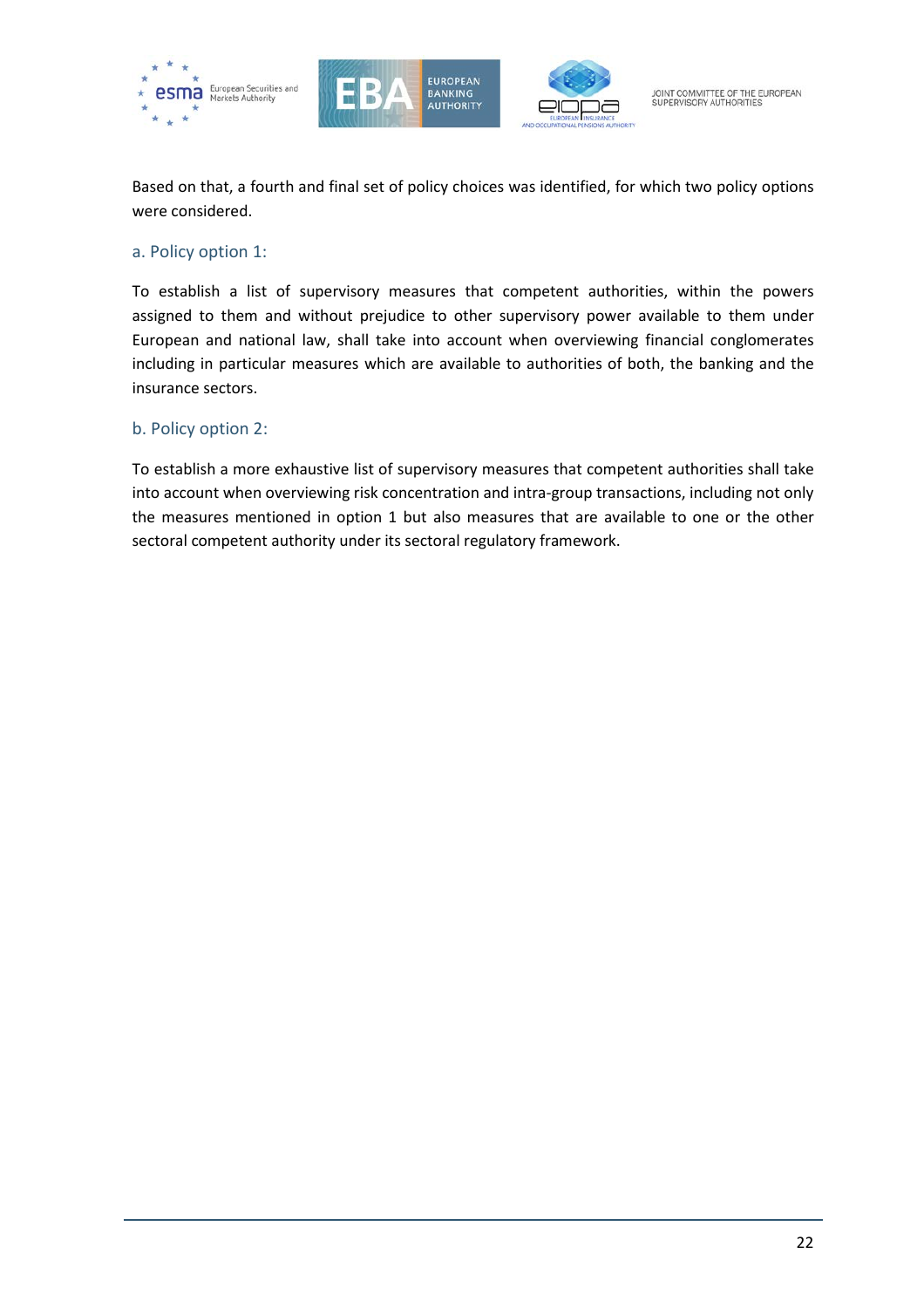Based on that, a fourth and final set of policy choices was identified, for which two policy options were considered.

### a. Policy option 1:

To establish a list of supervisory measures that competent authorities, within the powers assigned to them and without prejudice to other supervisory power available to them under European and national law, shall take into account when overviewing financial conglomerates including in particular measures which are available to authorities of both, the banking and the insurance sectors.

### b. Policy option 2:

To establish a more exhaustive list of supervisory measures that competent authorities shall take into account when overviewing risk concentration and intra-group transactions, including not only the measures mentioned in option 1 but also measures that are available to one or the other sectoral competent authority under its sectoral regulatory framework.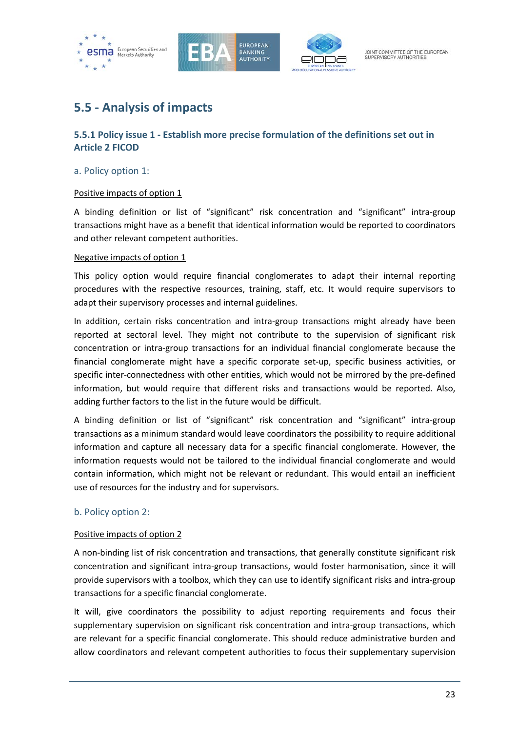## 5.5 - Analysis of impacts

### 5.5.1 Policy issue 1 - Establish more precise formulation of the definitions set out in Article 2 FICOD

#### a. Policy option 1:

Positive impacts of option 1

A binding definition or list of "significant" risk concentration and "significant" intra-group transactions might have as a benefit that identical information would be reported to coordinators and other relevant competent authorities.

Negative impacts of option 1

This policy option would require financial conglomerates to adapt their internal reporting procedures with the respective resources, training, staff, etc. It would require supervisors to adapt their supervisory processes and internal guidelines.

In addition, certain risks concentration and intra-group transactions might already have been reported at sectoral level. They might not contribute to the supervision of significant risk concentration or intra-group transactions for an individual financial conglomerate because the financial conglomerate might have a specific corporate set-up, specific business activities, or specific inter-connectedness with other entities, which would not be mirrored by the pre-defined information, but would require that different risks and transactions would be reported. Also, adding further factors to the list in the future would be difficult.

A binding definition or list of "significant" risk concentration and "significant" intra-group transactions as a minimum standard would leave coordinators the possibility to require additional information and capture all necessary data for a specific financial conglomerate. However, the information requests would not be tailored to the individual financial conglomerate and would contain information, which might not be relevant or redundant. This would entail an inefficient use of resources for the industry and for supervisors.

#### b. Policy option 2:

Positive impacts of option 2

A non-binding list of risk concentration and transactions, that generally constitute significant risk concentration and significant intra-group transactions, would foster harmonisation, since it will provide supervisors with a toolbox, which they can use to identify significant risks and intra-group transactions for a specific financial conglomerate.

It will, give coordinators the possibility to adjust reporting requirements and focus their supplementary supervision on significant risk concentration and intra-group transactions, which are relevant for a specific financial conglomerate. This should reduce administrative burden and allow coordinators and relevant competent authorities to focus their supplementary supervision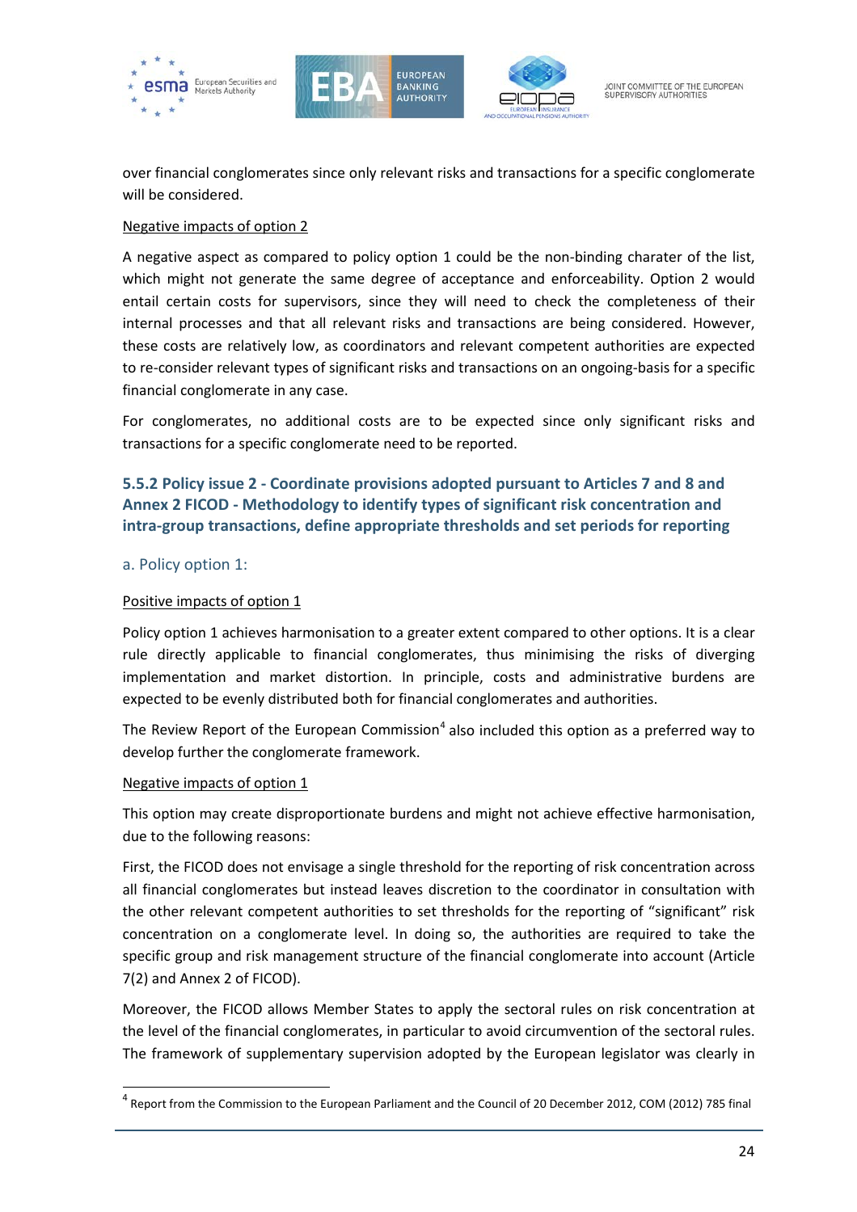over financial conglomerates since only relevant risks and transactions for a specific conglomerate will be considered.

Negative impacts of option 2

A negative aspect as compared to policy option 1 could be the non-binding charater of the list, which might not generate the same degree of acceptance and enforceability. Option 2 would entail certain costs for supervisors, since they will need to check the completeness of their internal processes and that all relevant risks and transactions are being considered. However, these costs are relatively low, as coordinators and relevant competent authorities are expected to re-consider relevant types of significant risks and transactions on an ongoing-basis for a specific financial conglomerate in any case.

For conglomerates, no additional costs are to be expected since only significant risks and transactions for a specific conglomerate need to be reported.

### 5.5.2 Policy issue 2 - Coordinate provisions adopted pursuant to Articles 7 and 8 and Annex 2 FICOD - Methodology to identify types of significant risk concentration and intra-group transactions, define appropriate thresholds and set periods for reporting

#### a. Policy option 1:

Positive impacts of option 1

Policy option 1 achieves harmonisation to a greater extent compared to other options. It is a clear rule directly applicable to financial conglomerates, thus minimising the risks of diverging implementation and market distortion. In principle, costs and administrative burdens are expected to be evenly distributed both for financial conglomerates and authorities.

The Review Report of the European Commission[4] also included this option as a preferred way to develop further the conglomerate framework.

Negative impacts of option 1

This option may create disproportionate burdens and might not achieve effective harmonisation, due to the following reasons:

First, the FICOD does not envisage a single threshold for the reporting of risk concentration across all financial conglomerates but instead leaves discretion to the coordinator in consultation with the other relevant competent authorities to set thresholds for the reporting of "significant" risk concentration on a conglomerate level. In doing so, the authorities are required to take the specific group and risk management structure of the financial conglomerate into account (Article 7(2) and Annex 2 of FICOD).

Moreover, the FICOD allows Member States to apply the sectoral rules on risk concentration at the level of the financial conglomerates, in particular to avoid circumvention of the sectoral rules. The framework of supplementary supervision adopted by the European legislator was clearly in

[4] Report from the Commission to the European Parliament and the Council of 20 December 2012, COM (2012) 785 final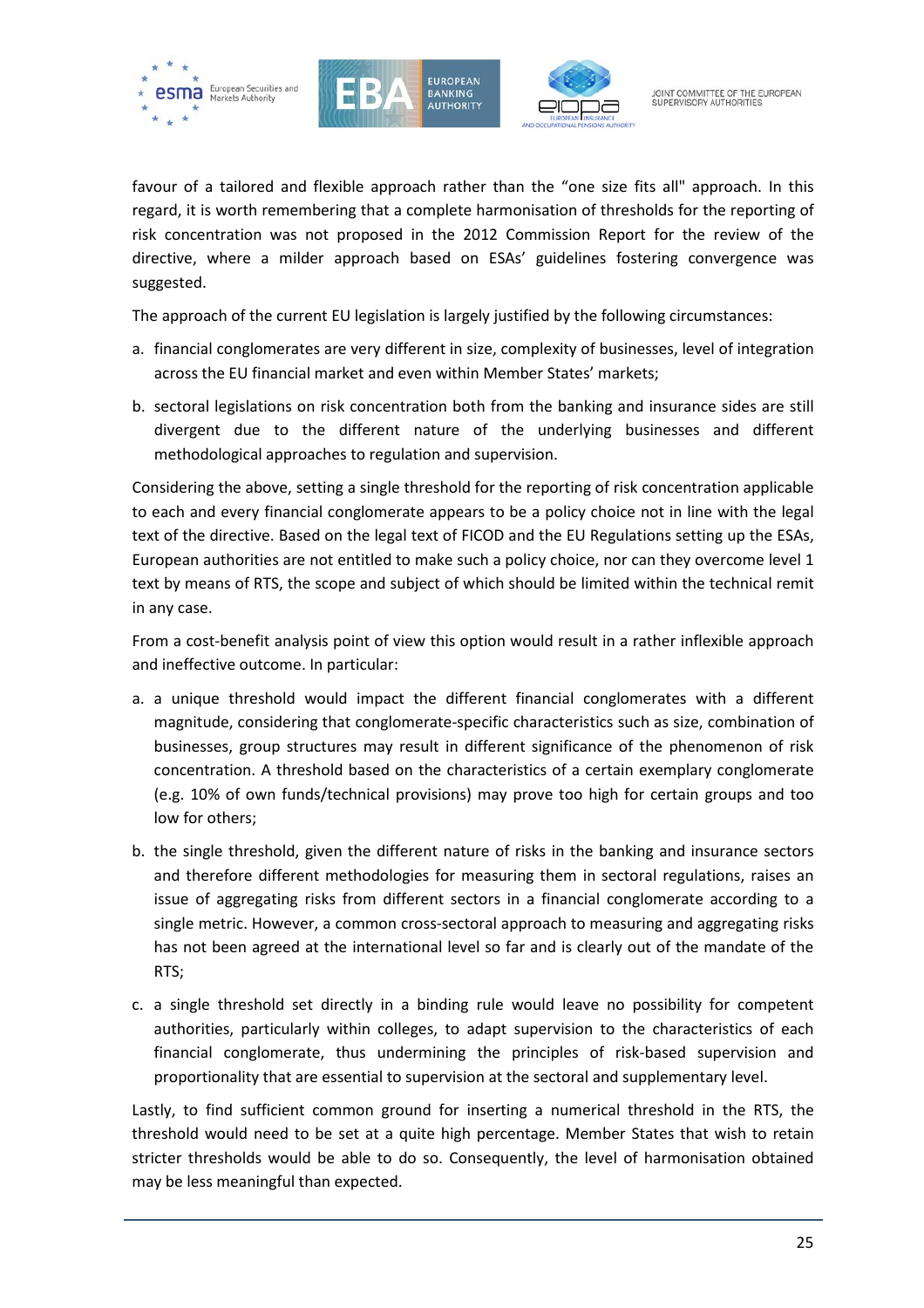favour of a tailored and flexible approach rather than the "one size fits all" approach. In this regard, it is worth remembering that a complete harmonisation of thresholds for the reporting of risk concentration was not proposed in the 2012 Commission Report for the review of the directive, where a milder approach based on ESAs' guidelines fostering convergence was suggested.

The approach of the current EU legislation is largely justified by the following circumstances:

a. financial conglomerates are very different in size, complexity of businesses, level of integration across the EU financial market and even within Member States' markets;

b. sectoral legislations on risk concentration both from the banking and insurance sides are still divergent due to the different nature of the underlying businesses and different methodological approaches to regulation and supervision.

Considering the above, setting a single threshold for the reporting of risk concentration applicable to each and every financial conglomerate appears to be a policy choice not in line with the legal text of the directive. Based on the legal text of FICOD and the EU Regulations setting up the ESAs, European authorities are not entitled to make such a policy choice, nor can they overcome level 1 text by means of RTS, the scope and subject of which should be limited within the technical remit in any case.

From a cost-benefit analysis point of view this option would result in a rather inflexible approach and ineffective outcome. In particular:

a. a unique threshold would impact the different financial conglomerates with a different magnitude, considering that conglomerate-specific characteristics such as size, combination of businesses, group structures may result in different significance of the phenomenon of risk concentration. A threshold based on the characteristics of a certain exemplary conglomerate (e.g. 10% of own funds/technical provisions) may prove too high for certain groups and too low for others;

b. the single threshold, given the different nature of risks in the banking and insurance sectors and therefore different methodologies for measuring them in sectoral regulations, raises an issue of aggregating risks from different sectors in a financial conglomerate according to a single metric. However, a common cross-sectoral approach to measuring and aggregating risks has not been agreed at the international level so far and is clearly out of the mandate of the RTS;

c. a single threshold set directly in a binding rule would leave no possibility for competent authorities, particularly within colleges, to adapt supervision to the characteristics of each financial conglomerate, thus undermining the principles of risk-based supervision and proportionality that are essential to supervision at the sectoral and supplementary level.

Lastly, to find sufficient common ground for inserting a numerical threshold in the RTS, the threshold would need to be set at a quite high percentage. Member States that wish to retain stricter thresholds would be able to do so. Consequently, the level of harmonisation obtained may be less meaningful than expected.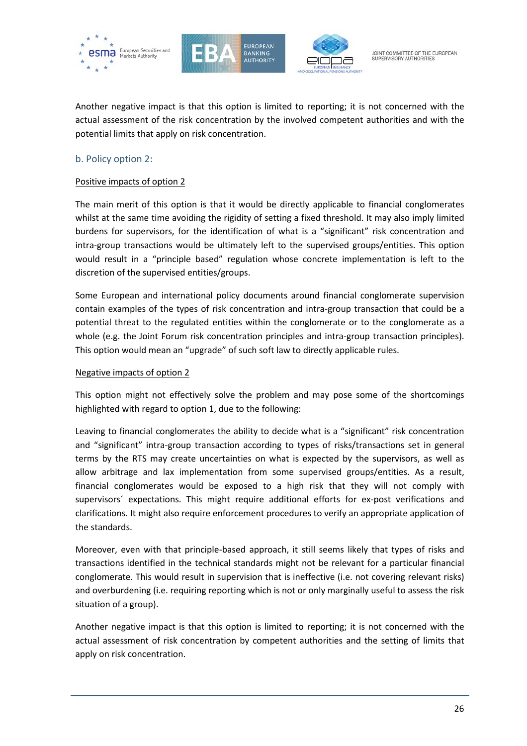Another negative impact is that this option is limited to reporting; it is not concerned with the actual assessment of the risk concentration by the involved competent authorities and with the potential limits that apply on risk concentration.

### b. Policy option 2:

<u>Positive impacts of option 2</u>

The main merit of this option is that it would be directly applicable to financial conglomerates whilst at the same time avoiding the rigidity of setting a fixed threshold. It may also imply limited burdens for supervisors, for the identification of what is a "significant" risk concentration and intra-group transactions would be ultimately left to the supervised groups/entities. This option would result in a "principle based" regulation whose concrete implementation is left to the discretion of the supervised entities/groups.

Some European and international policy documents around financial conglomerate supervision contain examples of the types of risk concentration and intra-group transaction that could be a potential threat to the regulated entities within the conglomerate or to the conglomerate as a whole (e.g. the Joint Forum risk concentration principles and intra-group transaction principles). This option would mean an "upgrade" of such soft law to directly applicable rules.

<u>Negative impacts of option 2</u>

This option might not effectively solve the problem and may pose some of the shortcomings highlighted with regard to option 1, due to the following:

Leaving to financial conglomerates the ability to decide what is a "significant" risk concentration and "significant" intra-group transaction according to types of risks/transactions set in general terms by the RTS may create uncertainties on what is expected by the supervisors, as well as allow arbitrage and lax implementation from some supervised groups/entities. As a result, financial conglomerates would be exposed to a high risk that they will not comply with supervisors´ expectations. This might require additional efforts for ex-post verifications and clarifications. It might also require enforcement procedures to verify an appropriate application of the standards.

Moreover, even with that principle-based approach, it still seems likely that types of risks and transactions identified in the technical standards might not be relevant for a particular financial conglomerate. This would result in supervision that is ineffective (i.e. not covering relevant risks) and overburdening (i.e. requiring reporting which is not or only marginally useful to assess the risk situation of a group).

Another negative impact is that this option is limited to reporting; it is not concerned with the actual assessment of risk concentration by competent authorities and the setting of limits that apply on risk concentration.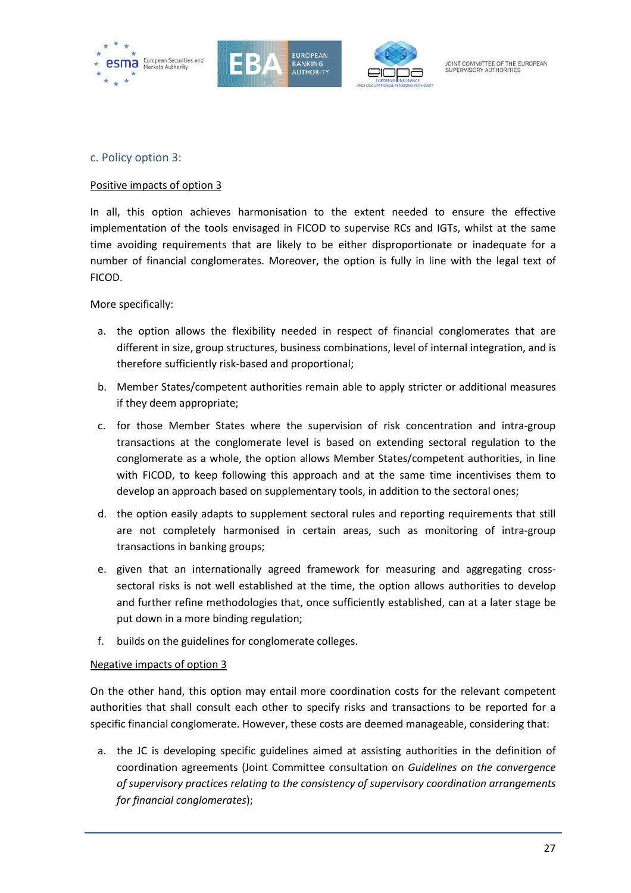### c. Policy option 3:

Positive impacts of option 3

In all, this option achieves harmonisation to the extent needed to ensure the effective implementation of the tools envisaged in FICOD to supervise RCs and IGTs, whilst at the same time avoiding requirements that are likely to be either disproportionate or inadequate for a number of financial conglomerates. Moreover, the option is fully in line with the legal text of FICOD.

More specifically:

a. the option allows the flexibility needed in respect of financial conglomerates that are different in size, group structures, business combinations, level of internal integration, and is therefore sufficiently risk-based and proportional;

b. Member States/competent authorities remain able to apply stricter or additional measures if they deem appropriate;

c. for those Member States where the supervision of risk concentration and intra-group transactions at the conglomerate level is based on extending sectoral regulation to the conglomerate as a whole, the option allows Member States/competent authorities, in line with FICOD, to keep following this approach and at the same time incentivises them to develop an approach based on supplementary tools, in addition to the sectoral ones;

d. the option easily adapts to supplement sectoral rules and reporting requirements that still are not completely harmonised in certain areas, such as monitoring of intra-group transactions in banking groups;

e. given that an internationally agreed framework for measuring and aggregating cross-sectoral risks is not well established at the time, the option allows authorities to develop and further refine methodologies that, once sufficiently established, can at a later stage be put down in a more binding regulation;

f. builds on the guidelines for conglomerate colleges.

Negative impacts of option 3

On the other hand, this option may entail more coordination costs for the relevant competent authorities that shall consult each other to specify risks and transactions to be reported for a specific financial conglomerate. However, these costs are deemed manageable, considering that:

a. the JC is developing specific guidelines aimed at assisting authorities in the definition of coordination agreements (Joint Committee consultation on *Guidelines on the convergence of supervisory practices relating to the consistency of supervisory coordination arrangements for financial conglomerates*);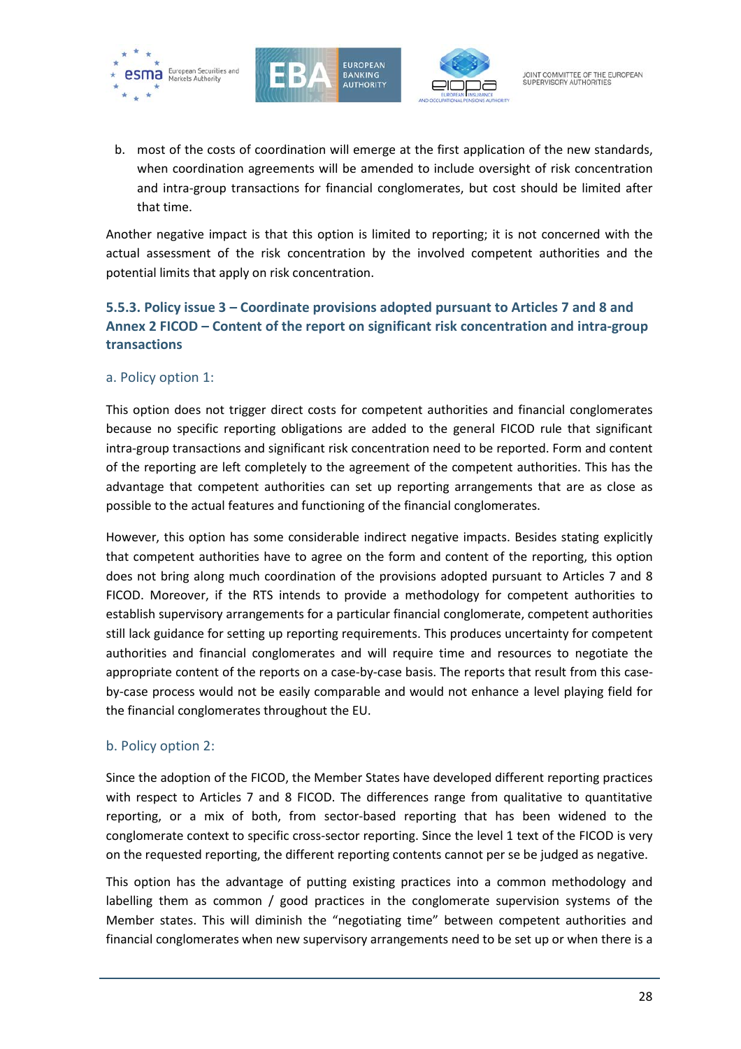b. most of the costs of coordination will emerge at the first application of the new standards, when coordination agreements will be amended to include oversight of risk concentration and intra-group transactions for financial conglomerates, but cost should be limited after that time.

Another negative impact is that this option is limited to reporting; it is not concerned with the actual assessment of the risk concentration by the involved competent authorities and the potential limits that apply on risk concentration.

### 5.5.3. Policy issue 3 – Coordinate provisions adopted pursuant to Articles 7 and 8 and Annex 2 FICOD – Content of the report on significant risk concentration and intra-group transactions

#### a. Policy option 1:

This option does not trigger direct costs for competent authorities and financial conglomerates because no specific reporting obligations are added to the general FICOD rule that significant intra-group transactions and significant risk concentration need to be reported. Form and content of the reporting are left completely to the agreement of the competent authorities. This has the advantage that competent authorities can set up reporting arrangements that are as close as possible to the actual features and functioning of the financial conglomerates.

However, this option has some considerable indirect negative impacts. Besides stating explicitly that competent authorities have to agree on the form and content of the reporting, this option does not bring along much coordination of the provisions adopted pursuant to Articles 7 and 8 FICOD. Moreover, if the RTS intends to provide a methodology for competent authorities to establish supervisory arrangements for a particular financial conglomerate, competent authorities still lack guidance for setting up reporting requirements. This produces uncertainty for competent authorities and financial conglomerates and will require time and resources to negotiate the appropriate content of the reports on a case-by-case basis. The reports that result from this case-by-case process would not be easily comparable and would not enhance a level playing field for the financial conglomerates throughout the EU.

#### b. Policy option 2:

Since the adoption of the FICOD, the Member States have developed different reporting practices with respect to Articles 7 and 8 FICOD. The differences range from qualitative to quantitative reporting, or a mix of both, from sector-based reporting that has been widened to the conglomerate context to specific cross-sector reporting. Since the level 1 text of the FICOD is very on the requested reporting, the different reporting contents cannot per se be judged as negative.

This option has the advantage of putting existing practices into a common methodology and labelling them as common / good practices in the conglomerate supervision systems of the Member states. This will diminish the "negotiating time" between competent authorities and financial conglomerates when new supervisory arrangements need to be set up or when there is a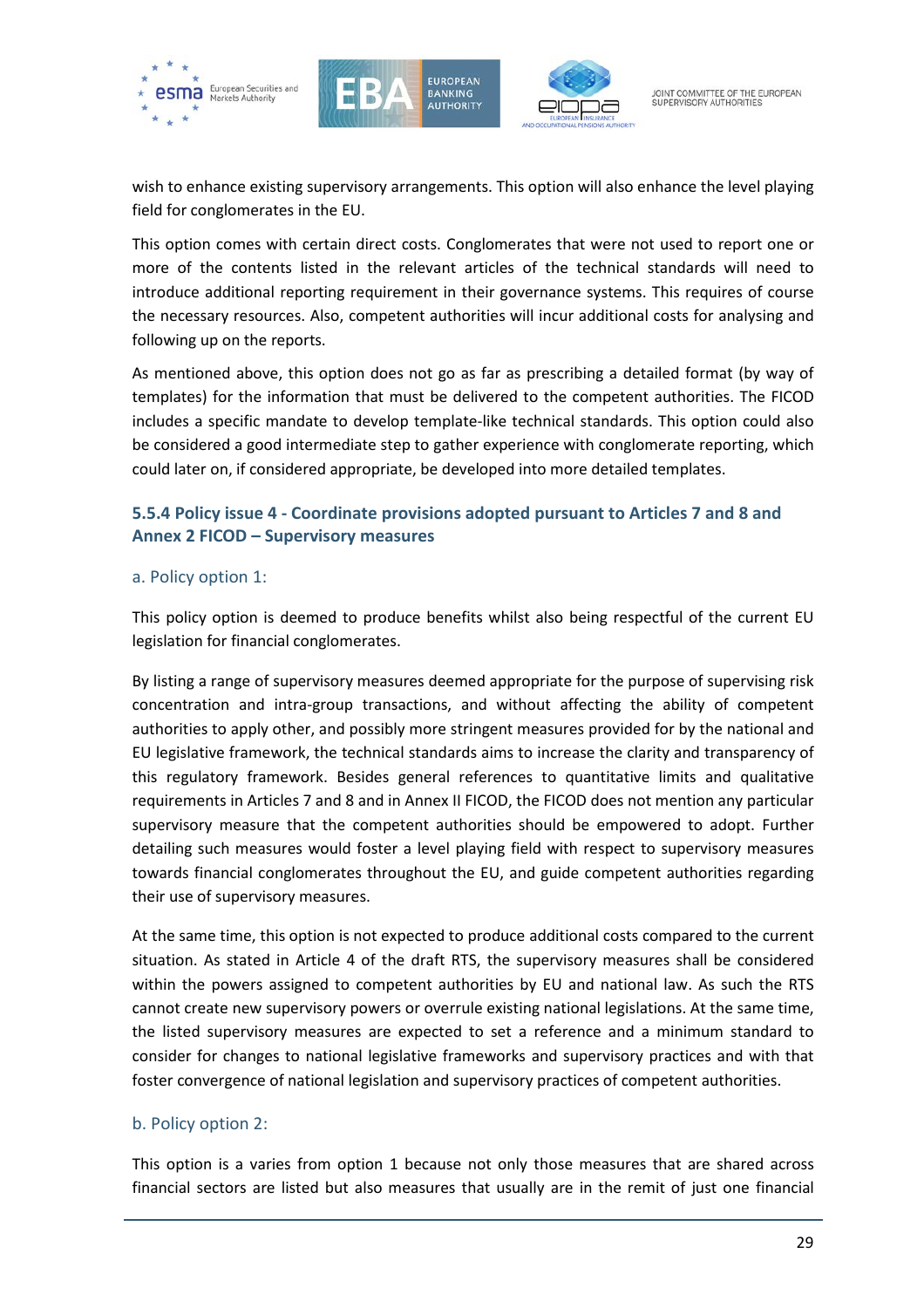wish to enhance existing supervisory arrangements. This option will also enhance the level playing field for conglomerates in the EU.

This option comes with certain direct costs. Conglomerates that were not used to report one or more of the contents listed in the relevant articles of the technical standards will need to introduce additional reporting requirement in their governance systems. This requires of course the necessary resources. Also, competent authorities will incur additional costs for analysing and following up on the reports.

As mentioned above, this option does not go as far as prescribing a detailed format (by way of templates) for the information that must be delivered to the competent authorities. The FICOD includes a specific mandate to develop template-like technical standards. This option could also be considered a good intermediate step to gather experience with conglomerate reporting, which could later on, if considered appropriate, be developed into more detailed templates.

### 5.5.4 Policy issue 4 - Coordinate provisions adopted pursuant to Articles 7 and 8 and Annex 2 FICOD – Supervisory measures

#### a. Policy option 1:

This policy option is deemed to produce benefits whilst also being respectful of the current EU legislation for financial conglomerates.

By listing a range of supervisory measures deemed appropriate for the purpose of supervising risk concentration and intra-group transactions, and without affecting the ability of competent authorities to apply other, and possibly more stringent measures provided for by the national and EU legislative framework, the technical standards aims to increase the clarity and transparency of this regulatory framework. Besides general references to quantitative limits and qualitative requirements in Articles 7 and 8 and in Annex II FICOD, the FICOD does not mention any particular supervisory measure that the competent authorities should be empowered to adopt. Further detailing such measures would foster a level playing field with respect to supervisory measures towards financial conglomerates throughout the EU, and guide competent authorities regarding their use of supervisory measures.

At the same time, this option is not expected to produce additional costs compared to the current situation. As stated in Article 4 of the draft RTS, the supervisory measures shall be considered within the powers assigned to competent authorities by EU and national law. As such the RTS cannot create new supervisory powers or overrule existing national legislations. At the same time, the listed supervisory measures are expected to set a reference and a minimum standard to consider for changes to national legislative frameworks and supervisory practices and with that foster convergence of national legislation and supervisory practices of competent authorities.

#### b. Policy option 2:

This option is a varies from option 1 because not only those measures that are shared across financial sectors are listed but also measures that usually are in the remit of just one financial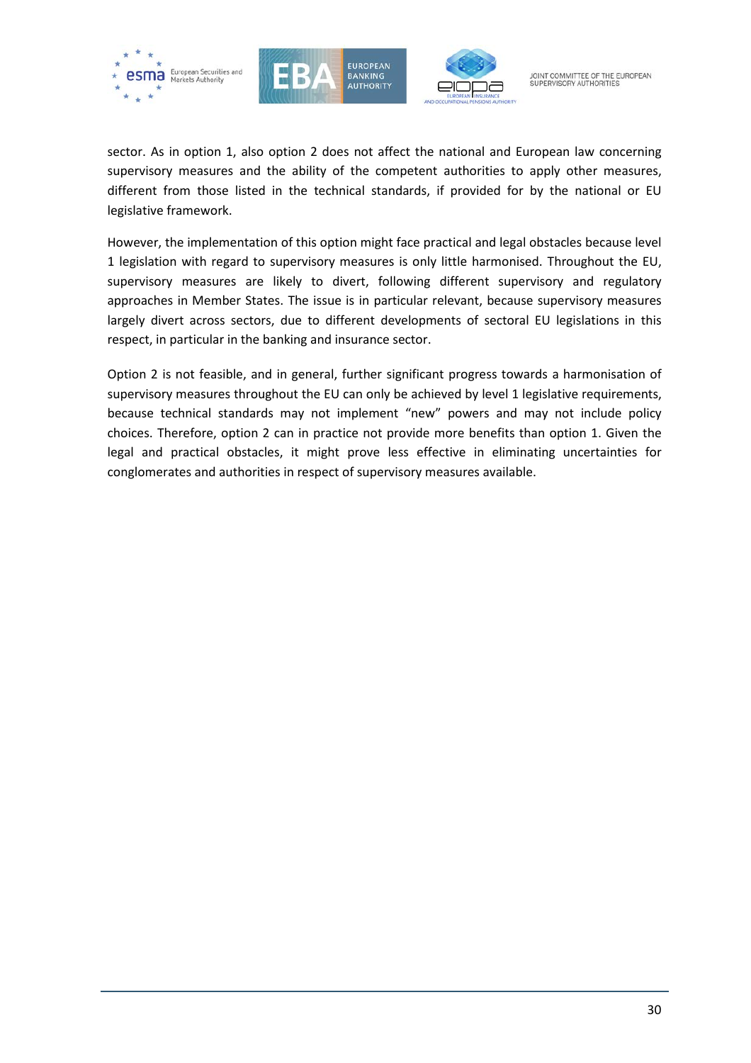sector. As in option 1, also option 2 does not affect the national and European law concerning supervisory measures and the ability of the competent authorities to apply other measures, different from those listed in the technical standards, if provided for by the national or EU legislative framework.

However, the implementation of this option might face practical and legal obstacles because level 1 legislation with regard to supervisory measures is only little harmonised. Throughout the EU, supervisory measures are likely to divert, following different supervisory and regulatory approaches in Member States. The issue is in particular relevant, because supervisory measures largely divert across sectors, due to different developments of sectoral EU legislations in this respect, in particular in the banking and insurance sector.

Option 2 is not feasible, and in general, further significant progress towards a harmonisation of supervisory measures throughout the EU can only be achieved by level 1 legislative requirements, because technical standards may not implement "new" powers and may not include policy choices. Therefore, option 2 can in practice not provide more benefits than option 1. Given the legal and practical obstacles, it might prove less effective in eliminating uncertainties for conglomerates and authorities in respect of supervisory measures available.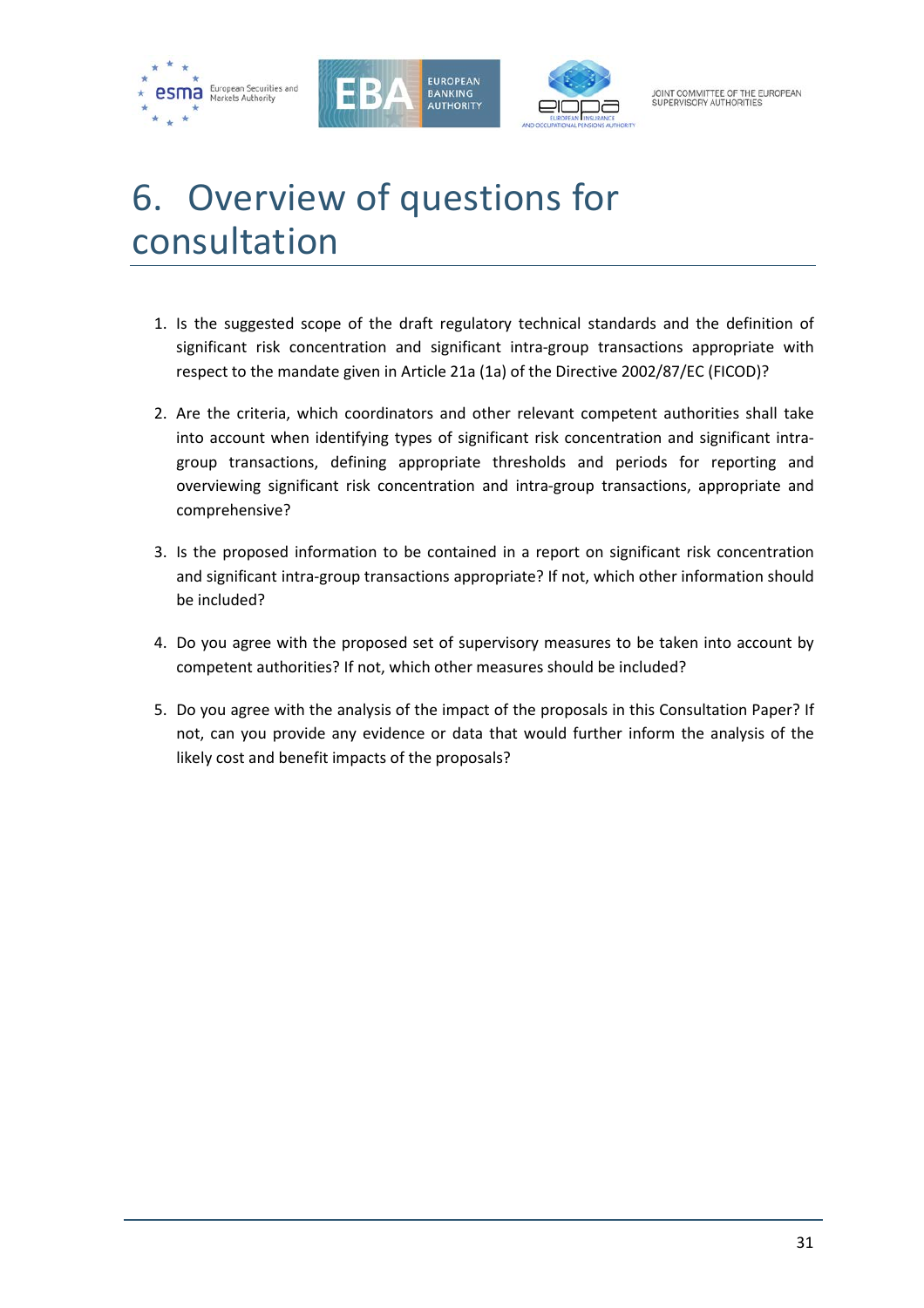# 6. Overview of questions for consultation

1. Is the suggested scope of the draft regulatory technical standards and the definition of significant risk concentration and significant intra-group transactions appropriate with respect to the mandate given in Article 21a (1a) of the Directive 2002/87/EC (FICOD)?

2. Are the criteria, which coordinators and other relevant competent authorities shall take into account when identifying types of significant risk concentration and significant intra-group transactions, defining appropriate thresholds and periods for reporting and overviewing significant risk concentration and intra-group transactions, appropriate and comprehensive?

3. Is the proposed information to be contained in a report on significant risk concentration and significant intra-group transactions appropriate? If not, which other information should be included?

4. Do you agree with the proposed set of supervisory measures to be taken into account by competent authorities? If not, which other measures should be included?

5. Do you agree with the analysis of the impact of the proposals in this Consultation Paper? If not, can you provide any evidence or data that would further inform the analysis of the likely cost and benefit impacts of the proposals?